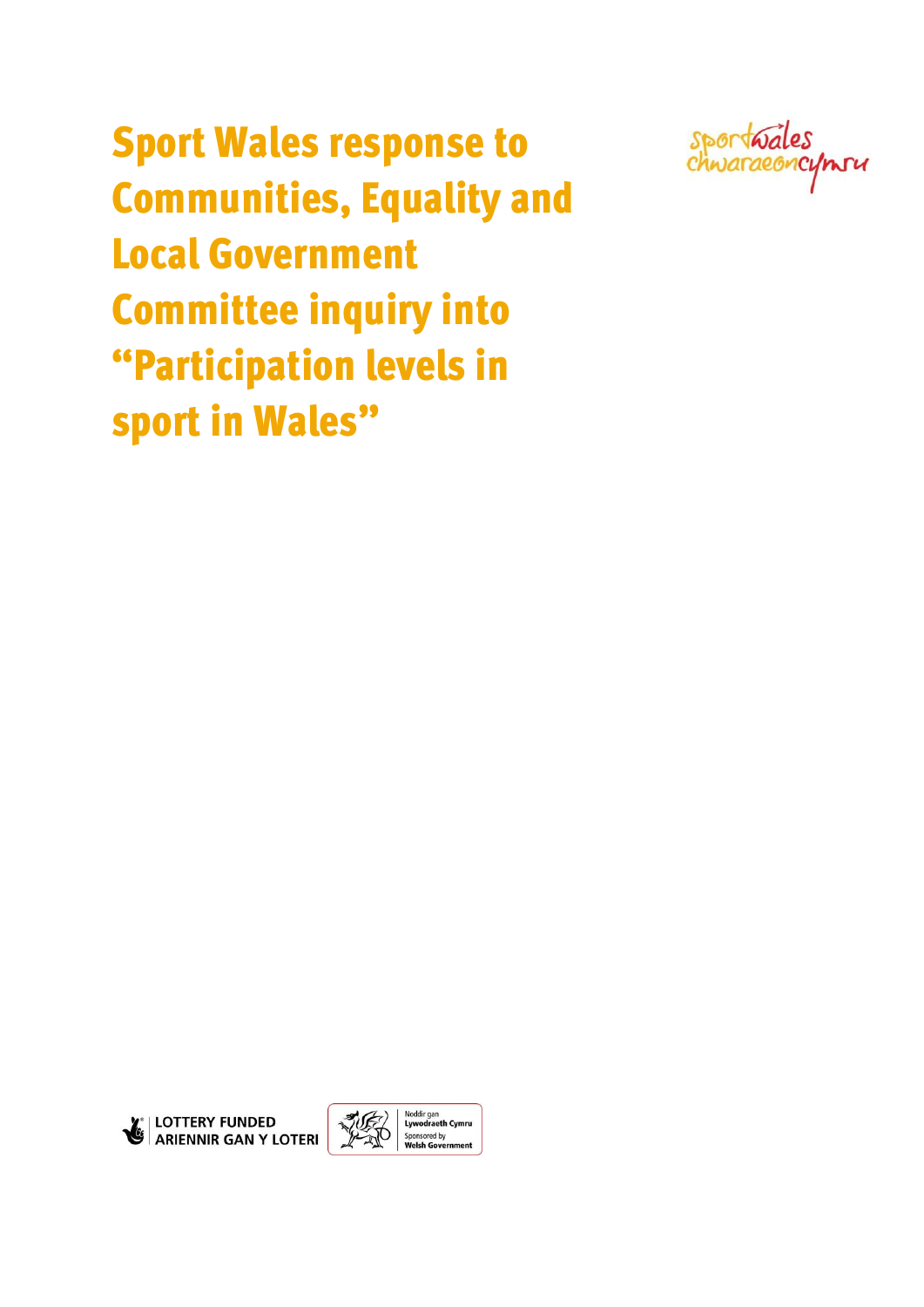# Sport Wales response to Communities, Equality and Local Government Committee inquiry into "Participation levels in sport in Wales"

sportwales chwaraeoncymru

LOTTERY FUNDED
ARIENNIR GAN Y LOTERI

Noddir gan Lywodraeth Cymru
Sponsored by Welsh Government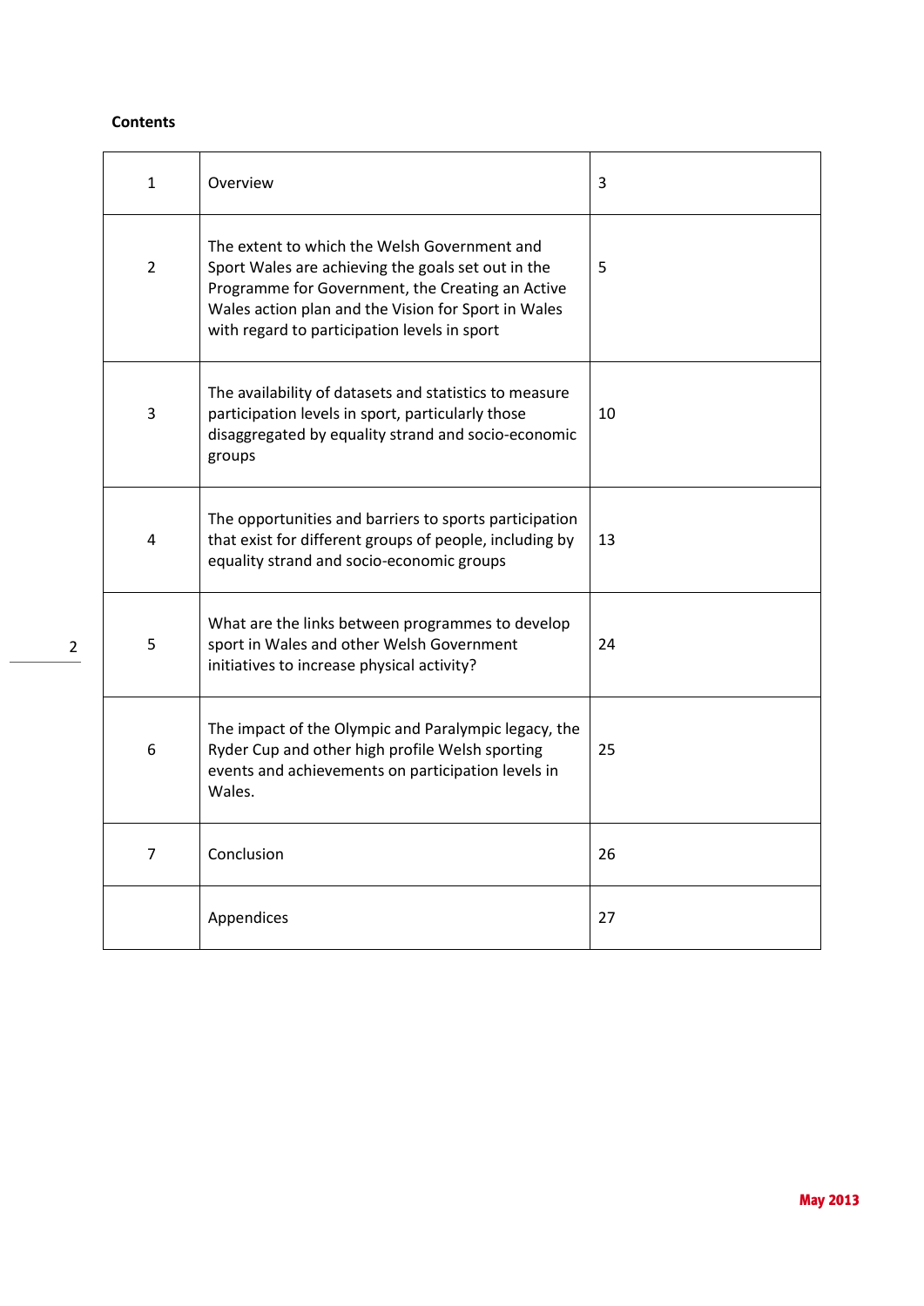**Contents**

| | | |
|---|---|---|
| 1 | Overview | 3 |
| 2 | The extent to which the Welsh Government and Sport Wales are achieving the goals set out in the Programme for Government, the Creating an Active Wales action plan and the Vision for Sport in Wales with regard to participation levels in sport | 5 |
| 3 | The availability of datasets and statistics to measure participation levels in sport, particularly those disaggregated by equality strand and socio-economic groups | 10 |
| 4 | The opportunities and barriers to sports participation that exist for different groups of people, including by equality strand and socio-economic groups | 13 |
| 5 | What are the links between programmes to develop sport in Wales and other Welsh Government initiatives to increase physical activity? | 24 |
| 6 | The impact of the Olympic and Paralympic legacy, the Ryder Cup and other high profile Welsh sporting events and achievements on participation levels in Wales. | 25 |
| 7 | Conclusion | 26 |
| | Appendices | 27 |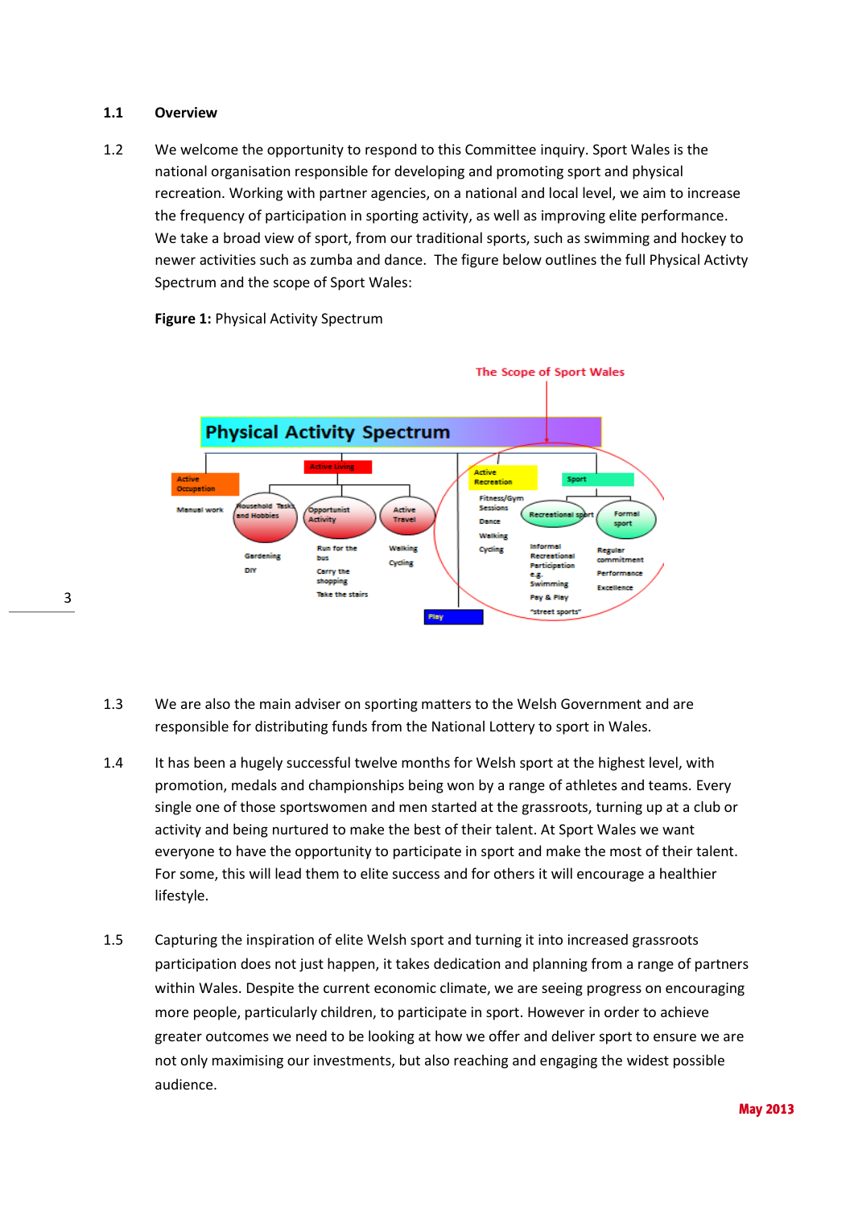## 1.1 Overview

1.2 We welcome the opportunity to respond to this Committee inquiry. Sport Wales is the national organisation responsible for developing and promoting sport and physical recreation. Working with partner agencies, on a national and local level, we aim to increase the frequency of participation in sporting activity, as well as improving elite performance. We take a broad view of sport, from our traditional sports, such as swimming and hockey to newer activities such as zumba and dance. The figure below outlines the full Physical Activty Spectrum and the scope of Sport Wales:

**Figure 1:** Physical Activity Spectrum

The Scope of Sport Wales

Physical Activity Spectrum

- Active Occupation
  - Manual work
- Active Living
  - Household Tasks and Hobbies
    - Gardening
    - DIY
  - Opportunist Activity
    - Run for the bus
    - Carry the shopping
    - Take the stairs
  - Active Travel
    - Walking
    - Cycling
- Play
- Active Recreation
  - Fitness/Gym Sessions
  - Dance
  - Walking
  - Cycling
- Sport
  - Recreational sport
    - Informal Recreational Participation e.g. Swimming
    - Pay & Play
    - "street sports"
  - Formal sport
    - Regular commitment
    - Performance
    - Excellence

1.3 We are also the main adviser on sporting matters to the Welsh Government and are responsible for distributing funds from the National Lottery to sport in Wales.

1.4 It has been a hugely successful twelve months for Welsh sport at the highest level, with promotion, medals and championships being won by a range of athletes and teams. Every single one of those sportswomen and men started at the grassroots, turning up at a club or activity and being nurtured to make the best of their talent. At Sport Wales we want everyone to have the opportunity to participate in sport and make the most of their talent. For some, this will lead them to elite success and for others it will encourage a healthier lifestyle.

1.5 Capturing the inspiration of elite Welsh sport and turning it into increased grassroots participation does not just happen, it takes dedication and planning from a range of partners within Wales. Despite the current economic climate, we are seeing progress on encouraging more people, particularly children, to participate in sport. However in order to achieve greater outcomes we need to be looking at how we offer and deliver sport to ensure we are not only maximising our investments, but also reaching and engaging the widest possible audience.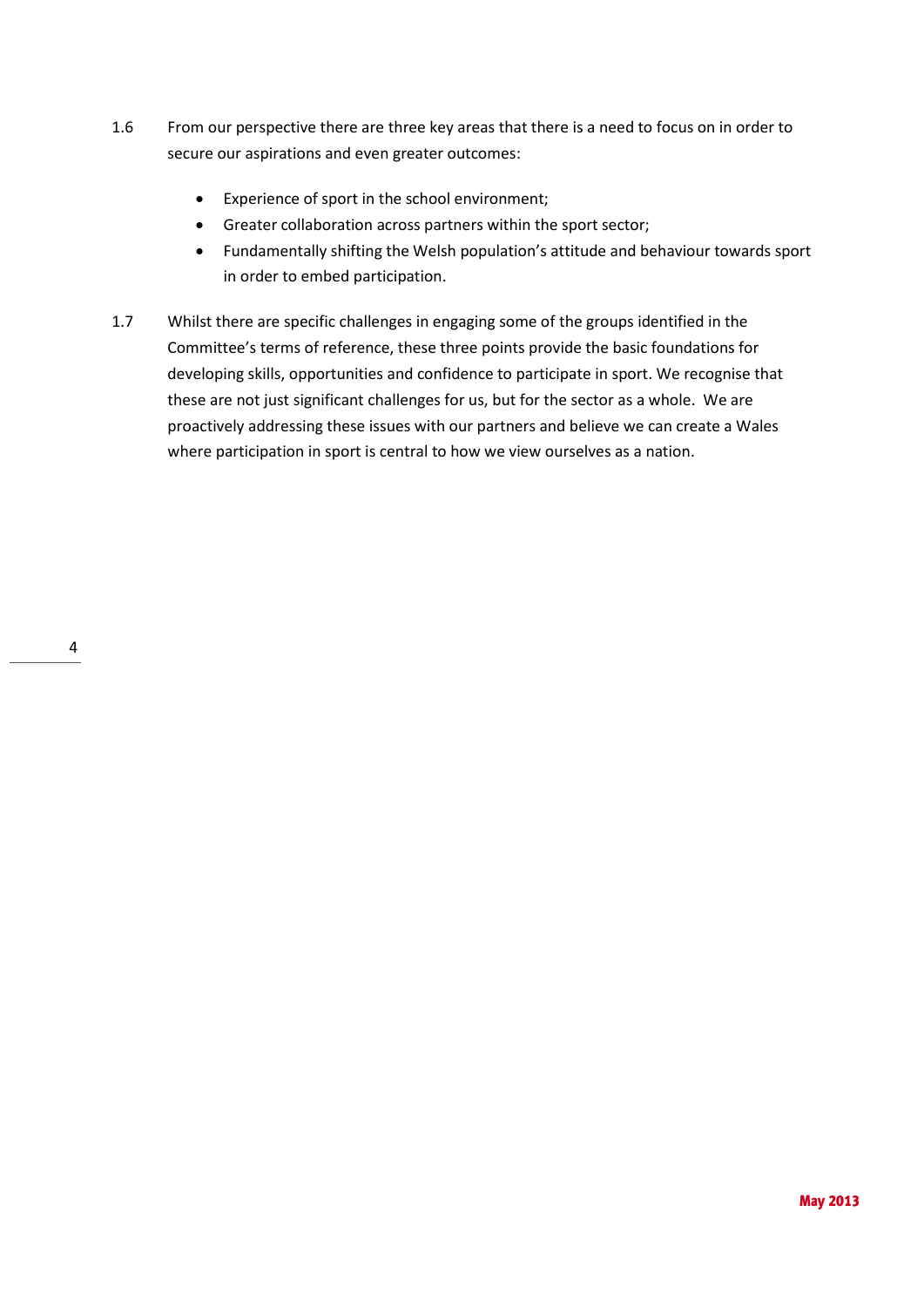1.6 From our perspective there are three key areas that there is a need to focus on in order to secure our aspirations and even greater outcomes:

- Experience of sport in the school environment;
- Greater collaboration across partners within the sport sector;
- Fundamentally shifting the Welsh population's attitude and behaviour towards sport in order to embed participation.

1.7 Whilst there are specific challenges in engaging some of the groups identified in the Committee's terms of reference, these three points provide the basic foundations for developing skills, opportunities and confidence to participate in sport. We recognise that these are not just significant challenges for us, but for the sector as a whole. We are proactively addressing these issues with our partners and believe we can create a Wales where participation in sport is central to how we view ourselves as a nation.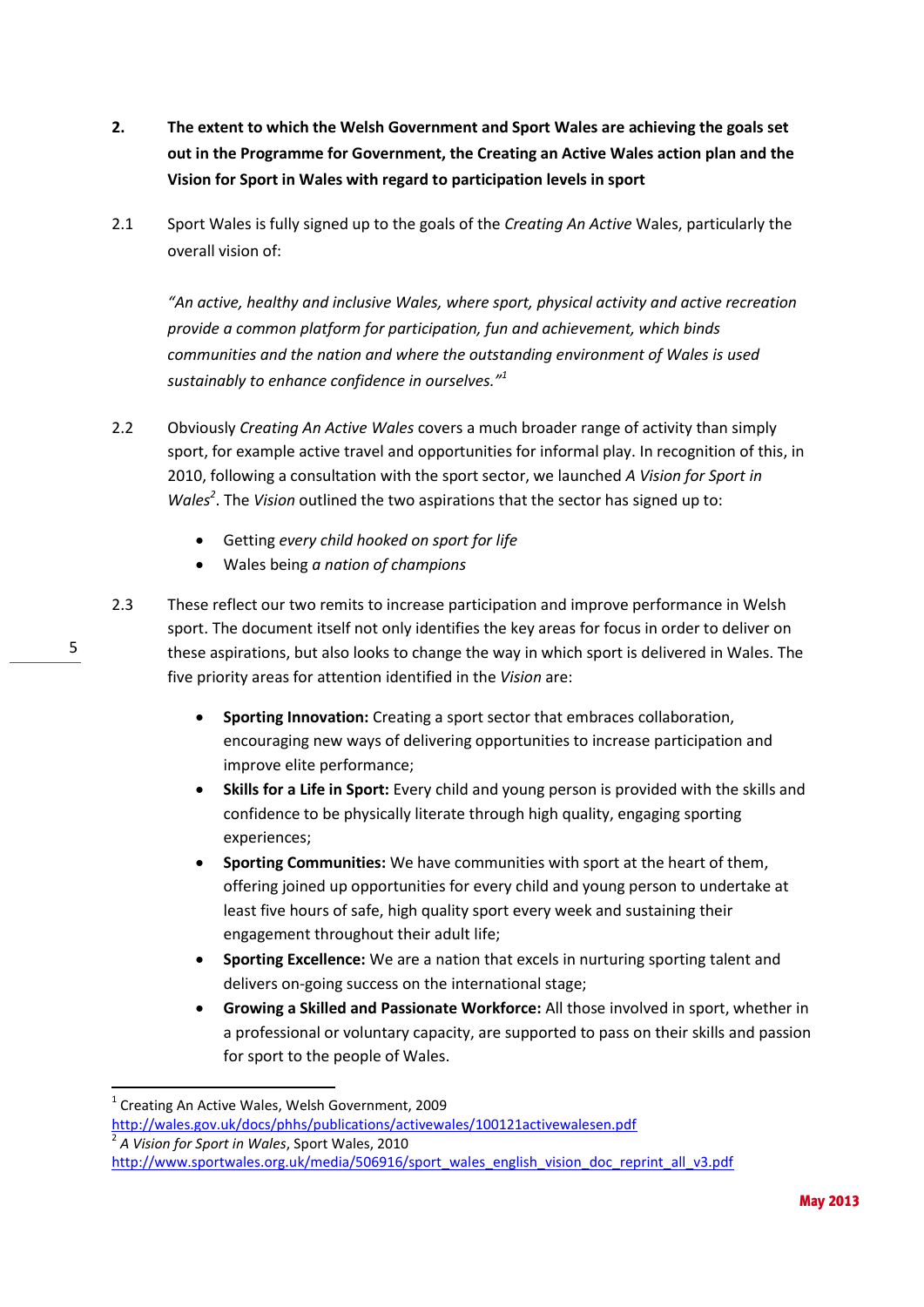## 2. The extent to which the Welsh Government and Sport Wales are achieving the goals set out in the Programme for Government, the Creating an Active Wales action plan and the Vision for Sport in Wales with regard to participation levels in sport

2.1 Sport Wales is fully signed up to the goals of the *Creating An Active* Wales, particularly the overall vision of:

> *"An active, healthy and inclusive Wales, where sport, physical activity and active recreation provide a common platform for participation, fun and achievement, which binds communities and the nation and where the outstanding environment of Wales is used sustainably to enhance confidence in ourselves."*[1]

2.2 Obviously *Creating An Active Wales* covers a much broader range of activity than simply sport, for example active travel and opportunities for informal play. In recognition of this, in 2010, following a consultation with the sport sector, we launched *A Vision for Sport in Wales*[2]. The *Vision* outlined the two aspirations that the sector has signed up to:

- Getting *every child hooked on sport for life*
- Wales being *a nation of champions*

2.3 These reflect our two remits to increase participation and improve performance in Welsh sport. The document itself not only identifies the key areas for focus in order to deliver on these aspirations, but also looks to change the way in which sport is delivered in Wales. The five priority areas for attention identified in the *Vision* are:

- **Sporting Innovation:** Creating a sport sector that embraces collaboration, encouraging new ways of delivering opportunities to increase participation and improve elite performance;
- **Skills for a Life in Sport:** Every child and young person is provided with the skills and confidence to be physically literate through high quality, engaging sporting experiences;
- **Sporting Communities:** We have communities with sport at the heart of them, offering joined up opportunities for every child and young person to undertake at least five hours of safe, high quality sport every week and sustaining their engagement throughout their adult life;
- **Sporting Excellence:** We are a nation that excels in nurturing sporting talent and delivers on-going success on the international stage;
- **Growing a Skilled and Passionate Workforce:** All those involved in sport, whether in a professional or voluntary capacity, are supported to pass on their skills and passion for sport to the people of Wales.

---

[1] Creating An Active Wales, Welsh Government, 2009
http://wales.gov.uk/docs/phhs/publications/activewales/100121activewalesen.pdf

[2] *A Vision for Sport in Wales*, Sport Wales, 2010
http://www.sportwales.org.uk/media/506916/sport_wales_english_vision_doc_reprint_all_v3.pdf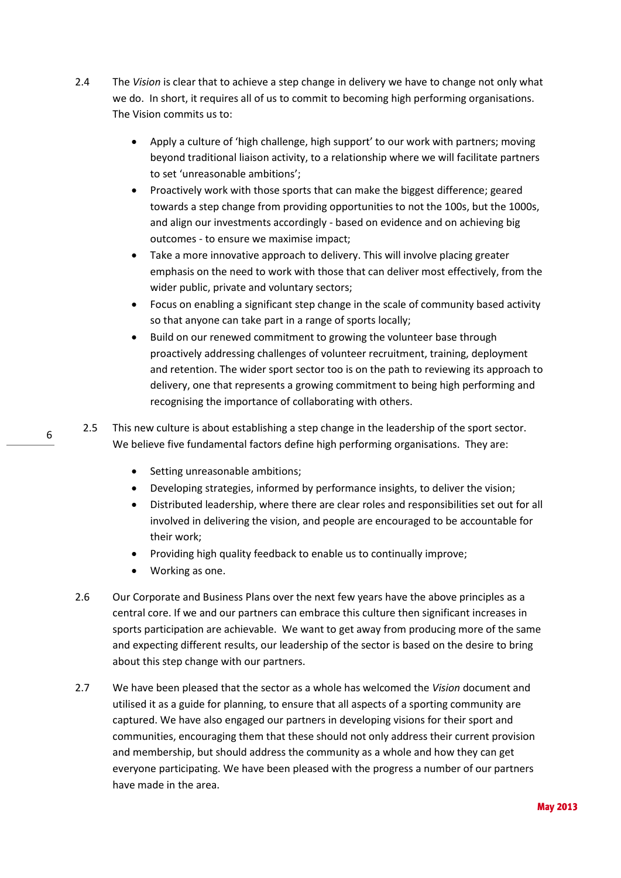2.4 The *Vision* is clear that to achieve a step change in delivery we have to change not only what we do. In short, it requires all of us to commit to becoming high performing organisations. The Vision commits us to:

- Apply a culture of 'high challenge, high support' to our work with partners; moving beyond traditional liaison activity, to a relationship where we will facilitate partners to set 'unreasonable ambitions';
- Proactively work with those sports that can make the biggest difference; geared towards a step change from providing opportunities to not the 100s, but the 1000s, and align our investments accordingly - based on evidence and on achieving big outcomes - to ensure we maximise impact;
- Take a more innovative approach to delivery. This will involve placing greater emphasis on the need to work with those that can deliver most effectively, from the wider public, private and voluntary sectors;
- Focus on enabling a significant step change in the scale of community based activity so that anyone can take part in a range of sports locally;
- Build on our renewed commitment to growing the volunteer base through proactively addressing challenges of volunteer recruitment, training, deployment and retention. The wider sport sector too is on the path to reviewing its approach to delivery, one that represents a growing commitment to being high performing and recognising the importance of collaborating with others.

2.5 This new culture is about establishing a step change in the leadership of the sport sector. We believe five fundamental factors define high performing organisations. They are:

- Setting unreasonable ambitions;
- Developing strategies, informed by performance insights, to deliver the vision;
- Distributed leadership, where there are clear roles and responsibilities set out for all involved in delivering the vision, and people are encouraged to be accountable for their work;
- Providing high quality feedback to enable us to continually improve;
- Working as one.

2.6 Our Corporate and Business Plans over the next few years have the above principles as a central core. If we and our partners can embrace this culture then significant increases in sports participation are achievable. We want to get away from producing more of the same and expecting different results, our leadership of the sector is based on the desire to bring about this step change with our partners.

2.7 We have been pleased that the sector as a whole has welcomed the *Vision* document and utilised it as a guide for planning, to ensure that all aspects of a sporting community are captured. We have also engaged our partners in developing visions for their sport and communities, encouraging them that these should not only address their current provision and membership, but should address the community as a whole and how they can get everyone participating. We have been pleased with the progress a number of our partners have made in the area.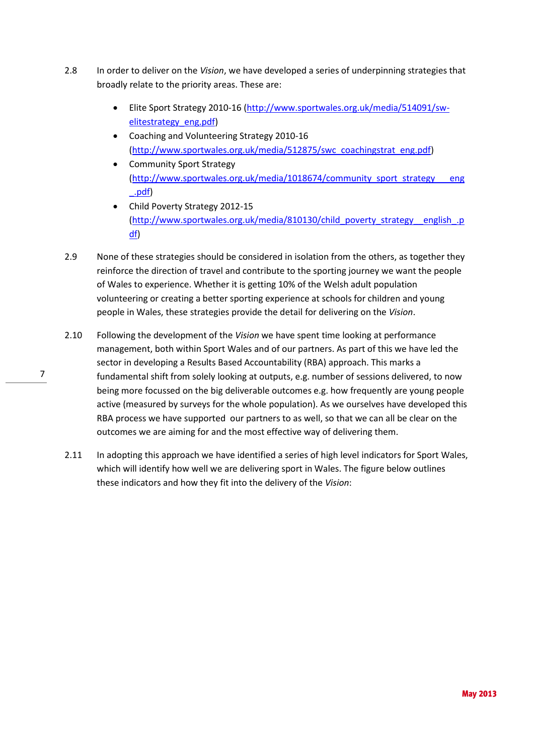2.8 In order to deliver on the *Vision*, we have developed a series of underpinning strategies that broadly relate to the priority areas. These are:

- Elite Sport Strategy 2010-16 (http://www.sportwales.org.uk/media/514091/sw-elitestrategy_eng.pdf)
- Coaching and Volunteering Strategy 2010-16 (http://www.sportwales.org.uk/media/512875/swc_coachingstrat_eng.pdf)
- Community Sport Strategy (http://www.sportwales.org.uk/media/1018674/community_sport_strategy___eng_.pdf)
- Child Poverty Strategy 2012-15 (http://www.sportwales.org.uk/media/810130/child_poverty_strategy__english_.pdf)

2.9 None of these strategies should be considered in isolation from the others, as together they reinforce the direction of travel and contribute to the sporting journey we want the people of Wales to experience. Whether it is getting 10% of the Welsh adult population volunteering or creating a better sporting experience at schools for children and young people in Wales, these strategies provide the detail for delivering on the *Vision*.

2.10 Following the development of the *Vision* we have spent time looking at performance management, both within Sport Wales and of our partners. As part of this we have led the sector in developing a Results Based Accountability (RBA) approach. This marks a fundamental shift from solely looking at outputs, e.g. number of sessions delivered, to now being more focussed on the big deliverable outcomes e.g. how frequently are young people active (measured by surveys for the whole population). As we ourselves have developed this RBA process we have supported our partners to as well, so that we can all be clear on the outcomes we are aiming for and the most effective way of delivering them.

2.11 In adopting this approach we have identified a series of high level indicators for Sport Wales, which will identify how well we are delivering sport in Wales. The figure below outlines these indicators and how they fit into the delivery of the *Vision*: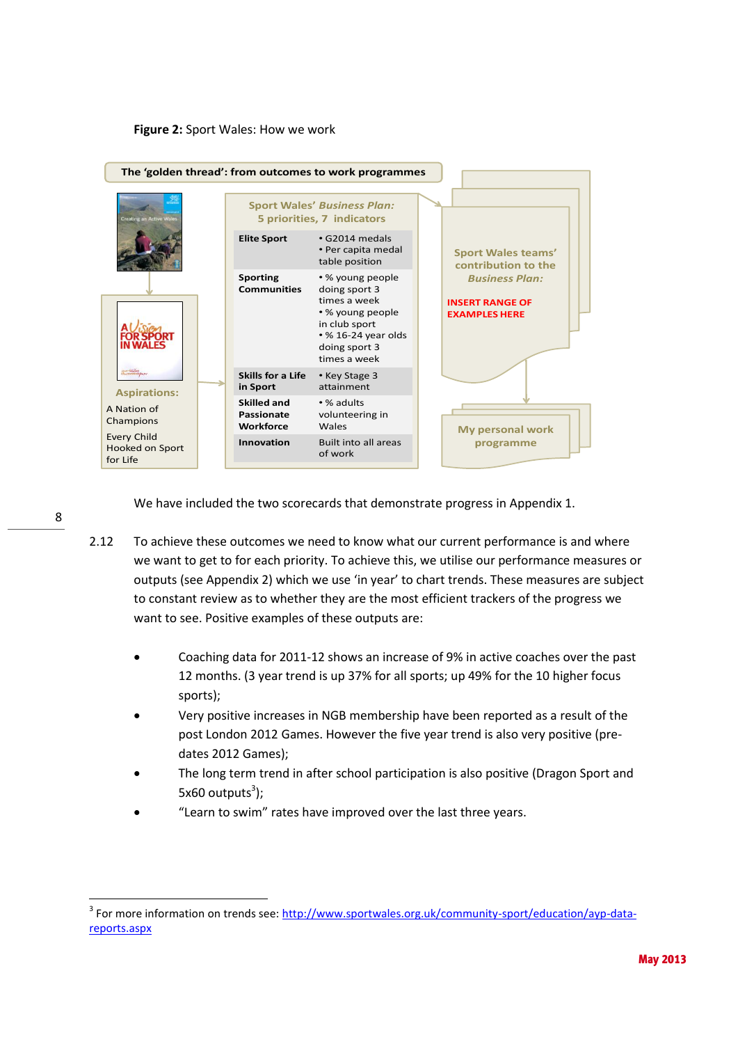**Figure 2:** Sport Wales: How we work

**The 'golden thread': from outcomes to work programmes**

Aspirations:

A Nation of Champions

Every Child Hooked on Sport for Life

Sport Wales' *Business Plan:* 5 priorities, 7 indicators

| Priority | Indicators |
|---|---|
| **Elite Sport** | • G2014 medals<br>• Per capita medal table position |
| **Sporting Communities** | • % young people doing sport 3 times a week<br>• % young people in club sport<br>• % 16-24 year olds doing sport 3 times a week |
| **Skills for a Life in Sport** | • Key Stage 3 attainment |
| **Skilled and Passionate Workforce** | • % adults volunteering in Wales |
| **Innovation** | Built into all areas of work |

Sport Wales teams' contribution to the *Business Plan:*

INSERT RANGE OF EXAMPLES HERE

My personal work programme

We have included the two scorecards that demonstrate progress in Appendix 1.

2.12 To achieve these outcomes we need to know what our current performance is and where we want to get to for each priority. To achieve this, we utilise our performance measures or outputs (see Appendix 2) which we use 'in year' to chart trends. These measures are subject to constant review as to whether they are the most efficient trackers of the progress we want to see. Positive examples of these outputs are:

- Coaching data for 2011-12 shows an increase of 9% in active coaches over the past 12 months. (3 year trend is up 37% for all sports; up 49% for the 10 higher focus sports);
- Very positive increases in NGB membership have been reported as a result of the post London 2012 Games. However the five year trend is also very positive (pre-dates 2012 Games);
- The long term trend in after school participation is also positive (Dragon Sport and 5x60 outputs[3]);
- "Learn to swim" rates have improved over the last three years.

[3] For more information on trends see: http://www.sportwales.org.uk/community-sport/education/ayp-data-reports.aspx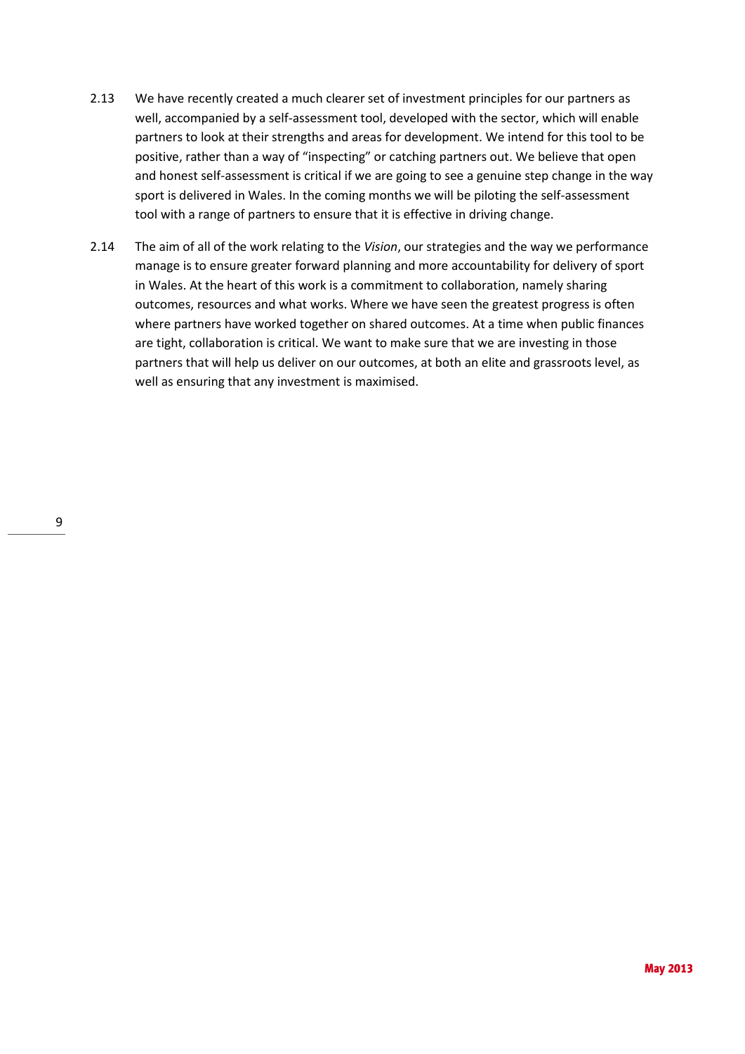2.13 We have recently created a much clearer set of investment principles for our partners as well, accompanied by a self-assessment tool, developed with the sector, which will enable partners to look at their strengths and areas for development. We intend for this tool to be positive, rather than a way of "inspecting" or catching partners out. We believe that open and honest self-assessment is critical if we are going to see a genuine step change in the way sport is delivered in Wales. In the coming months we will be piloting the self-assessment tool with a range of partners to ensure that it is effective in driving change.

2.14 The aim of all of the work relating to the *Vision*, our strategies and the way we performance manage is to ensure greater forward planning and more accountability for delivery of sport in Wales. At the heart of this work is a commitment to collaboration, namely sharing outcomes, resources and what works. Where we have seen the greatest progress is often where partners have worked together on shared outcomes. At a time when public finances are tight, collaboration is critical. We want to make sure that we are investing in those partners that will help us deliver on our outcomes, at both an elite and grassroots level, as well as ensuring that any investment is maximised.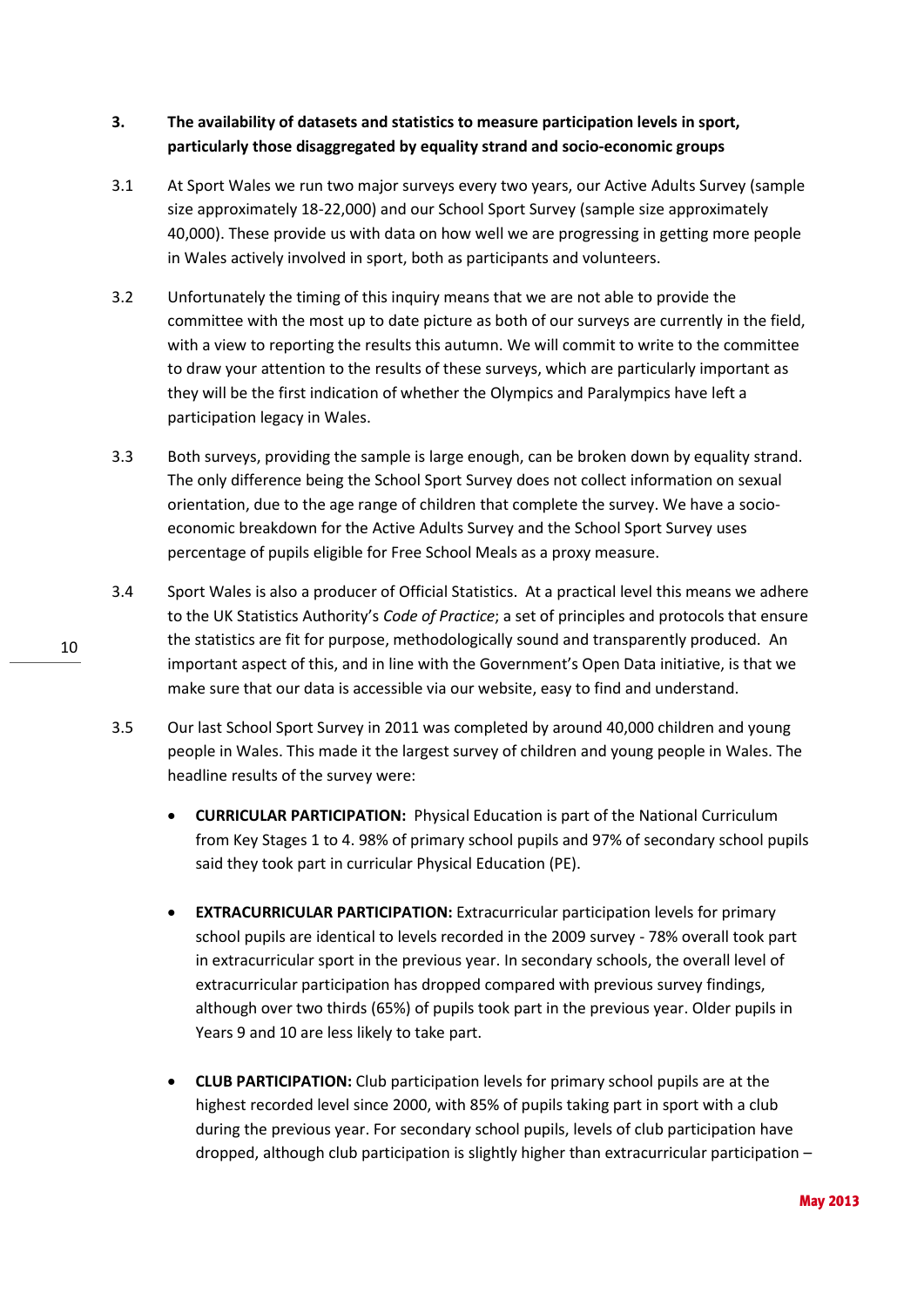**3. The availability of datasets and statistics to measure participation levels in sport, particularly those disaggregated by equality strand and socio-economic groups**

3.1 At Sport Wales we run two major surveys every two years, our Active Adults Survey (sample size approximately 18-22,000) and our School Sport Survey (sample size approximately 40,000). These provide us with data on how well we are progressing in getting more people in Wales actively involved in sport, both as participants and volunteers.

3.2 Unfortunately the timing of this inquiry means that we are not able to provide the committee with the most up to date picture as both of our surveys are currently in the field, with a view to reporting the results this autumn. We will commit to write to the committee to draw your attention to the results of these surveys, which are particularly important as they will be the first indication of whether the Olympics and Paralympics have left a participation legacy in Wales.

3.3 Both surveys, providing the sample is large enough, can be broken down by equality strand. The only difference being the School Sport Survey does not collect information on sexual orientation, due to the age range of children that complete the survey. We have a socio-economic breakdown for the Active Adults Survey and the School Sport Survey uses percentage of pupils eligible for Free School Meals as a proxy measure.

3.4 Sport Wales is also a producer of Official Statistics. At a practical level this means we adhere to the UK Statistics Authority's *Code of Practice*; a set of principles and protocols that ensure the statistics are fit for purpose, methodologically sound and transparently produced. An important aspect of this, and in line with the Government's Open Data initiative, is that we make sure that our data is accessible via our website, easy to find and understand.

3.5 Our last School Sport Survey in 2011 was completed by around 40,000 children and young people in Wales. This made it the largest survey of children and young people in Wales. The headline results of the survey were:

- **CURRICULAR PARTICIPATION:** Physical Education is part of the National Curriculum from Key Stages 1 to 4. 98% of primary school pupils and 97% of secondary school pupils said they took part in curricular Physical Education (PE).

- **EXTRACURRICULAR PARTICIPATION:** Extracurricular participation levels for primary school pupils are identical to levels recorded in the 2009 survey - 78% overall took part in extracurricular sport in the previous year. In secondary schools, the overall level of extracurricular participation has dropped compared with previous survey findings, although over two thirds (65%) of pupils took part in the previous year. Older pupils in Years 9 and 10 are less likely to take part.

- **CLUB PARTICIPATION:** Club participation levels for primary school pupils are at the highest recorded level since 2000, with 85% of pupils taking part in sport with a club during the previous year. For secondary school pupils, levels of club participation have dropped, although club participation is slightly higher than extracurricular participation –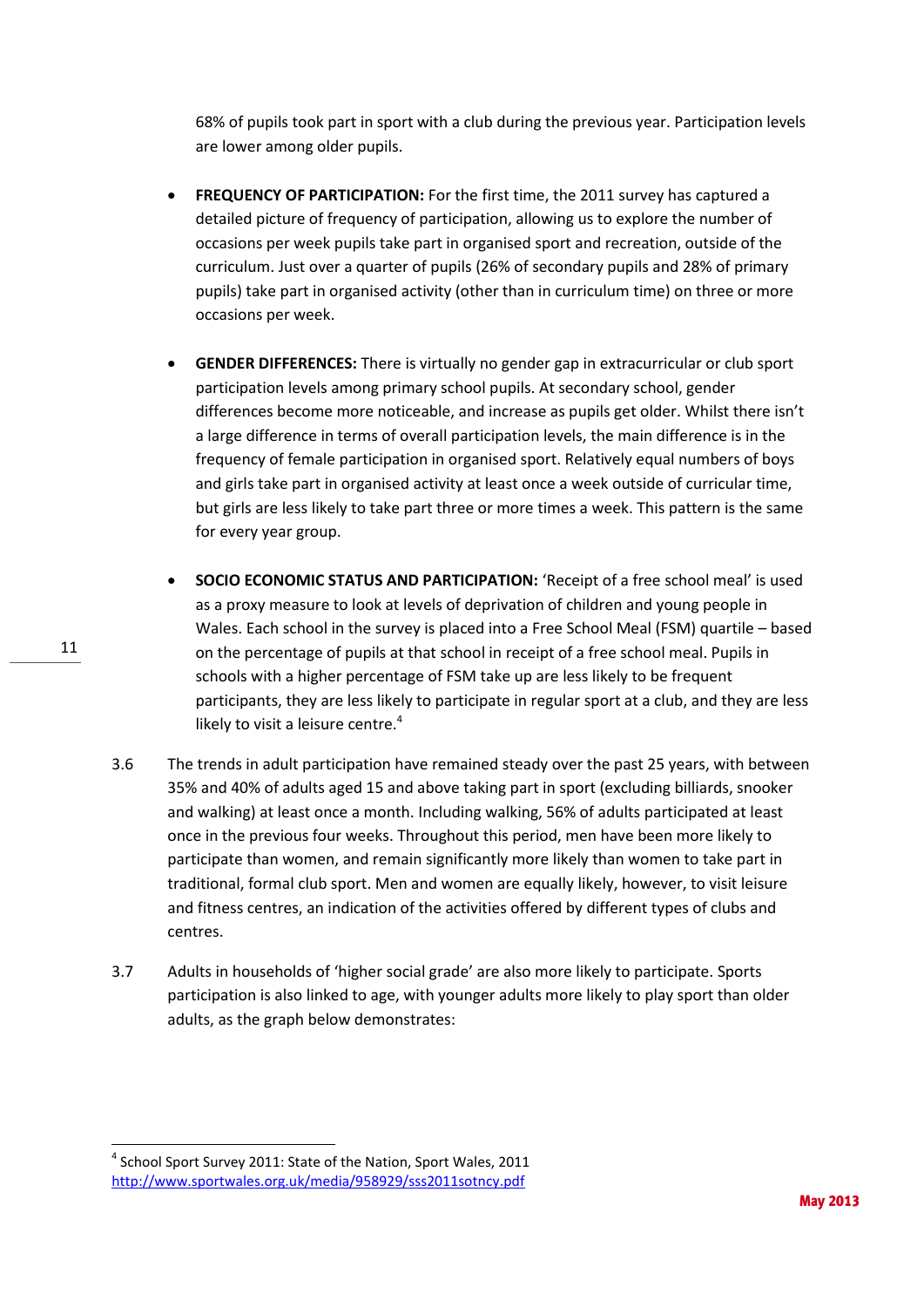68% of pupils took part in sport with a club during the previous year. Participation levels are lower among older pupils.

- **FREQUENCY OF PARTICIPATION:** For the first time, the 2011 survey has captured a detailed picture of frequency of participation, allowing us to explore the number of occasions per week pupils take part in organised sport and recreation, outside of the curriculum. Just over a quarter of pupils (26% of secondary pupils and 28% of primary pupils) take part in organised activity (other than in curriculum time) on three or more occasions per week.

- **GENDER DIFFERENCES:** There is virtually no gender gap in extracurricular or club sport participation levels among primary school pupils. At secondary school, gender differences become more noticeable, and increase as pupils get older. Whilst there isn't a large difference in terms of overall participation levels, the main difference is in the frequency of female participation in organised sport. Relatively equal numbers of boys and girls take part in organised activity at least once a week outside of curricular time, but girls are less likely to take part three or more times a week. This pattern is the same for every year group.

- **SOCIO ECONOMIC STATUS AND PARTICIPATION:** 'Receipt of a free school meal' is used as a proxy measure to look at levels of deprivation of children and young people in Wales. Each school in the survey is placed into a Free School Meal (FSM) quartile – based on the percentage of pupils at that school in receipt of a free school meal. Pupils in schools with a higher percentage of FSM take up are less likely to be frequent participants, they are less likely to participate in regular sport at a club, and they are less likely to visit a leisure centre.[4]

3.6 The trends in adult participation have remained steady over the past 25 years, with between 35% and 40% of adults aged 15 and above taking part in sport (excluding billiards, snooker and walking) at least once a month. Including walking, 56% of adults participated at least once in the previous four weeks. Throughout this period, men have been more likely to participate than women, and remain significantly more likely than women to take part in traditional, formal club sport. Men and women are equally likely, however, to visit leisure and fitness centres, an indication of the activities offered by different types of clubs and centres.

3.7 Adults in households of 'higher social grade' are also more likely to participate. Sports participation is also linked to age, with younger adults more likely to play sport than older adults, as the graph below demonstrates:

---

[4] School Sport Survey 2011: State of the Nation, Sport Wales, 2011 http://www.sportwales.org.uk/media/958929/sss2011sotncy.pdf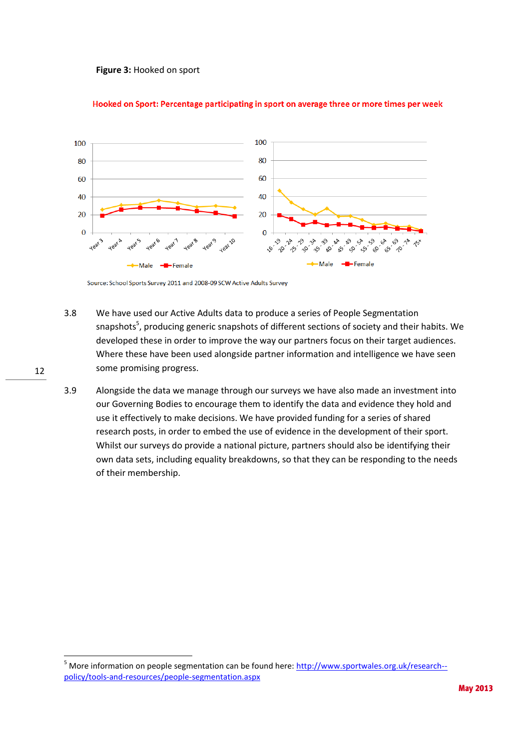**Figure 3:** Hooked on sport

Hooked on Sport: Percentage participating in sport on average three or more times per week

Source: School Sports Survey 2011 and 2008-09 SCW Active Adults Survey

3.8 We have used our Active Adults data to produce a series of People Segmentation snapshots[5], producing generic snapshots of different sections of society and their habits. We developed these in order to improve the way our partners focus on their target audiences. Where these have been used alongside partner information and intelligence we have seen some promising progress.

3.9 Alongside the data we manage through our surveys we have also made an investment into our Governing Bodies to encourage them to identify the data and evidence they hold and use it effectively to make decisions. We have provided funding for a series of shared research posts, in order to embed the use of evidence in the development of their sport. Whilst our surveys do provide a national picture, partners should also be identifying their own data sets, including equality breakdowns, so that they can be responding to the needs of their membership.

---

[5] More information on people segmentation can be found here: http://www.sportwales.org.uk/research--policy/tools-and-resources/people-segmentation.aspx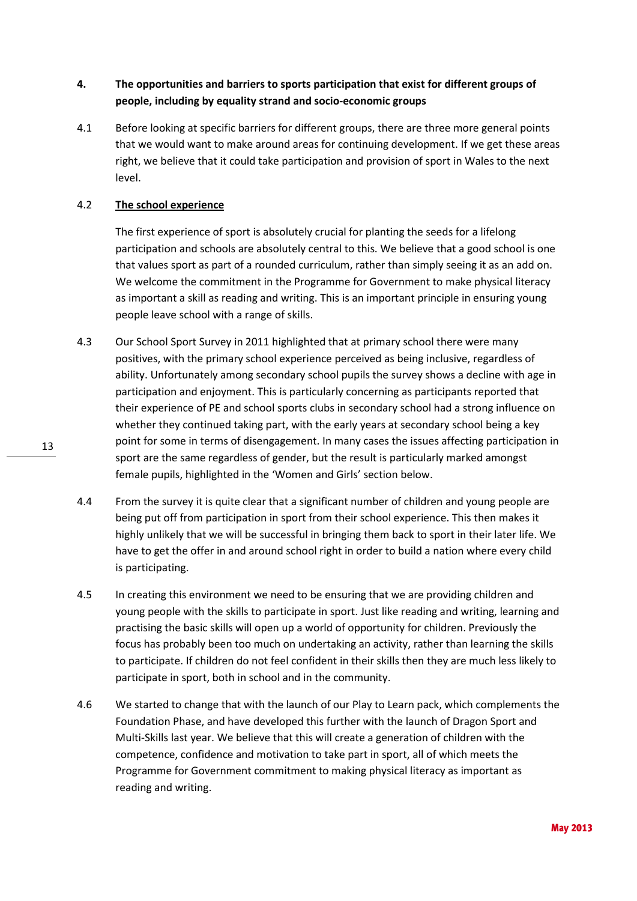## 4. The opportunities and barriers to sports participation that exist for different groups of people, including by equality strand and socio-economic groups

4.1 Before looking at specific barriers for different groups, there are three more general points that we would want to make around areas for continuing development. If we get these areas right, we believe that it could take participation and provision of sport in Wales to the next level.

4.2 **The school experience**

The first experience of sport is absolutely crucial for planting the seeds for a lifelong participation and schools are absolutely central to this. We believe that a good school is one that values sport as part of a rounded curriculum, rather than simply seeing it as an add on. We welcome the commitment in the Programme for Government to make physical literacy as important a skill as reading and writing. This is an important principle in ensuring young people leave school with a range of skills.

4.3 Our School Sport Survey in 2011 highlighted that at primary school there were many positives, with the primary school experience perceived as being inclusive, regardless of ability. Unfortunately among secondary school pupils the survey shows a decline with age in participation and enjoyment. This is particularly concerning as participants reported that their experience of PE and school sports clubs in secondary school had a strong influence on whether they continued taking part, with the early years at secondary school being a key point for some in terms of disengagement. In many cases the issues affecting participation in sport are the same regardless of gender, but the result is particularly marked amongst female pupils, highlighted in the 'Women and Girls' section below.

4.4 From the survey it is quite clear that a significant number of children and young people are being put off from participation in sport from their school experience. This then makes it highly unlikely that we will be successful in bringing them back to sport in their later life. We have to get the offer in and around school right in order to build a nation where every child is participating.

4.5 In creating this environment we need to be ensuring that we are providing children and young people with the skills to participate in sport. Just like reading and writing, learning and practising the basic skills will open up a world of opportunity for children. Previously the focus has probably been too much on undertaking an activity, rather than learning the skills to participate. If children do not feel confident in their skills then they are much less likely to participate in sport, both in school and in the community.

4.6 We started to change that with the launch of our Play to Learn pack, which complements the Foundation Phase, and have developed this further with the launch of Dragon Sport and Multi-Skills last year. We believe that this will create a generation of children with the competence, confidence and motivation to take part in sport, all of which meets the Programme for Government commitment to making physical literacy as important as reading and writing.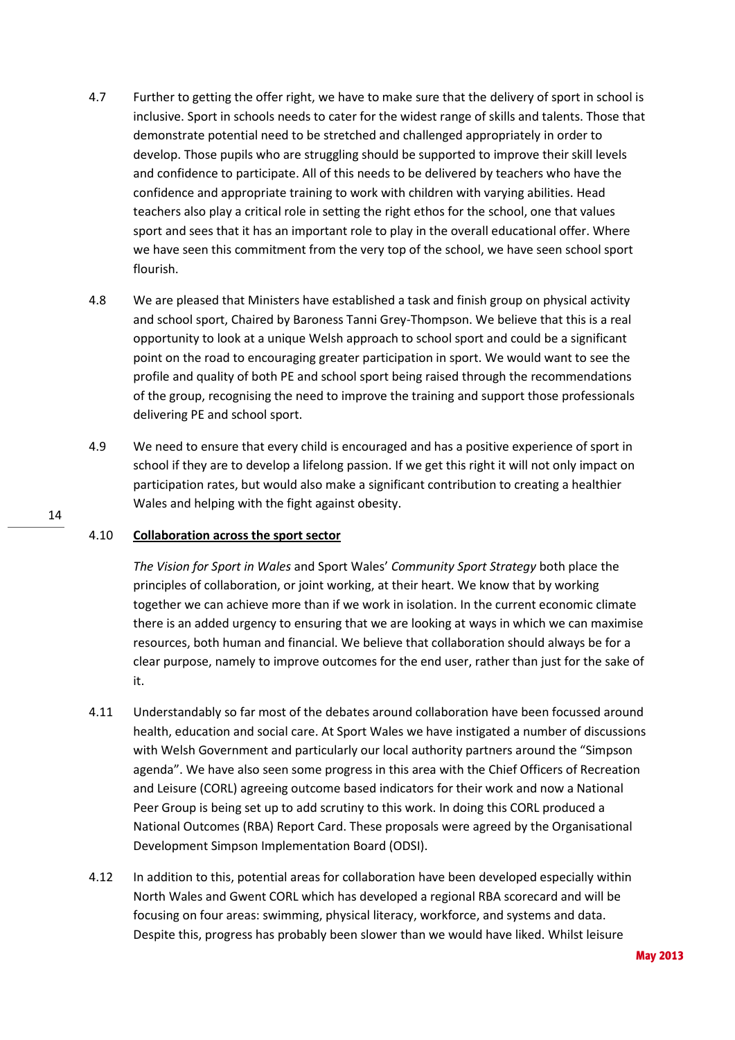4.7 Further to getting the offer right, we have to make sure that the delivery of sport in school is inclusive. Sport in schools needs to cater for the widest range of skills and talents. Those that demonstrate potential need to be stretched and challenged appropriately in order to develop. Those pupils who are struggling should be supported to improve their skill levels and confidence to participate. All of this needs to be delivered by teachers who have the confidence and appropriate training to work with children with varying abilities. Head teachers also play a critical role in setting the right ethos for the school, one that values sport and sees that it has an important role to play in the overall educational offer. Where we have seen this commitment from the very top of the school, we have seen school sport flourish.

4.8 We are pleased that Ministers have established a task and finish group on physical activity and school sport, Chaired by Baroness Tanni Grey-Thompson. We believe that this is a real opportunity to look at a unique Welsh approach to school sport and could be a significant point on the road to encouraging greater participation in sport. We would want to see the profile and quality of both PE and school sport being raised through the recommendations of the group, recognising the need to improve the training and support those professionals delivering PE and school sport.

4.9 We need to ensure that every child is encouraged and has a positive experience of sport in school if they are to develop a lifelong passion. If we get this right it will not only impact on participation rates, but would also make a significant contribution to creating a healthier Wales and helping with the fight against obesity.

4.10 **Collaboration across the sport sector**

*The Vision for Sport in Wales* and Sport Wales' *Community Sport Strategy* both place the principles of collaboration, or joint working, at their heart. We know that by working together we can achieve more than if we work in isolation. In the current economic climate there is an added urgency to ensuring that we are looking at ways in which we can maximise resources, both human and financial. We believe that collaboration should always be for a clear purpose, namely to improve outcomes for the end user, rather than just for the sake of it.

4.11 Understandably so far most of the debates around collaboration have been focussed around health, education and social care. At Sport Wales we have instigated a number of discussions with Welsh Government and particularly our local authority partners around the "Simpson agenda". We have also seen some progress in this area with the Chief Officers of Recreation and Leisure (CORL) agreeing outcome based indicators for their work and now a National Peer Group is being set up to add scrutiny to this work. In doing this CORL produced a National Outcomes (RBA) Report Card. These proposals were agreed by the Organisational Development Simpson Implementation Board (ODSI).

4.12 In addition to this, potential areas for collaboration have been developed especially within North Wales and Gwent CORL which has developed a regional RBA scorecard and will be focusing on four areas: swimming, physical literacy, workforce, and systems and data. Despite this, progress has probably been slower than we would have liked. Whilst leisure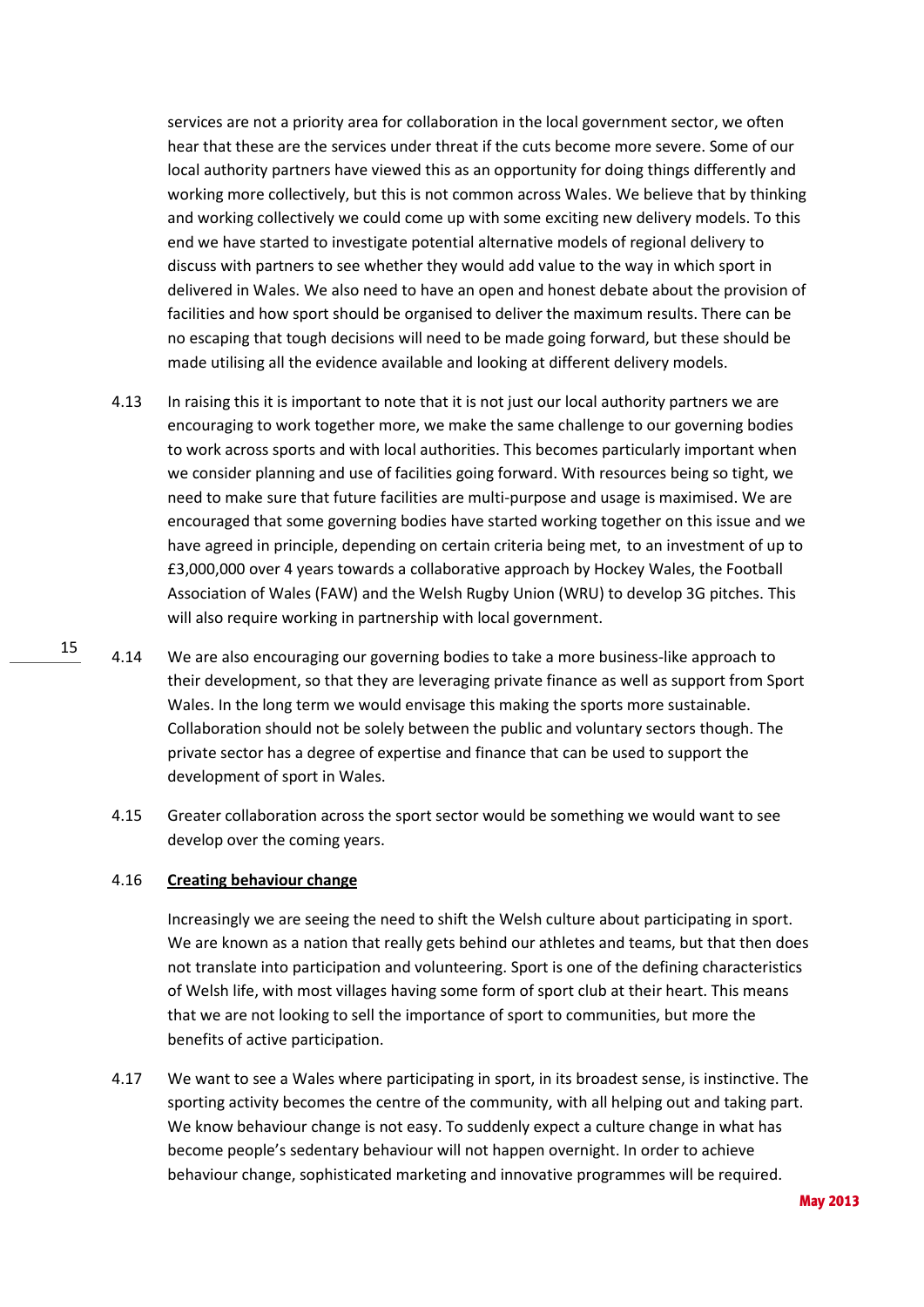services are not a priority area for collaboration in the local government sector, we often hear that these are the services under threat if the cuts become more severe. Some of our local authority partners have viewed this as an opportunity for doing things differently and working more collectively, but this is not common across Wales. We believe that by thinking and working collectively we could come up with some exciting new delivery models. To this end we have started to investigate potential alternative models of regional delivery to discuss with partners to see whether they would add value to the way in which sport in delivered in Wales. We also need to have an open and honest debate about the provision of facilities and how sport should be organised to deliver the maximum results. There can be no escaping that tough decisions will need to be made going forward, but these should be made utilising all the evidence available and looking at different delivery models.

4.13 In raising this it is important to note that it is not just our local authority partners we are encouraging to work together more, we make the same challenge to our governing bodies to work across sports and with local authorities. This becomes particularly important when we consider planning and use of facilities going forward. With resources being so tight, we need to make sure that future facilities are multi-purpose and usage is maximised. We are encouraged that some governing bodies have started working together on this issue and we have agreed in principle, depending on certain criteria being met, to an investment of up to £3,000,000 over 4 years towards a collaborative approach by Hockey Wales, the Football Association of Wales (FAW) and the Welsh Rugby Union (WRU) to develop 3G pitches. This will also require working in partnership with local government.

4.14 We are also encouraging our governing bodies to take a more business-like approach to their development, so that they are leveraging private finance as well as support from Sport Wales. In the long term we would envisage this making the sports more sustainable. Collaboration should not be solely between the public and voluntary sectors though. The private sector has a degree of expertise and finance that can be used to support the development of sport in Wales.

4.15 Greater collaboration across the sport sector would be something we would want to see develop over the coming years.

4.16 **Creating behaviour change**

Increasingly we are seeing the need to shift the Welsh culture about participating in sport. We are known as a nation that really gets behind our athletes and teams, but that then does not translate into participation and volunteering. Sport is one of the defining characteristics of Welsh life, with most villages having some form of sport club at their heart. This means that we are not looking to sell the importance of sport to communities, but more the benefits of active participation.

4.17 We want to see a Wales where participating in sport, in its broadest sense, is instinctive. The sporting activity becomes the centre of the community, with all helping out and taking part. We know behaviour change is not easy. To suddenly expect a culture change in what has become people's sedentary behaviour will not happen overnight. In order to achieve behaviour change, sophisticated marketing and innovative programmes will be required.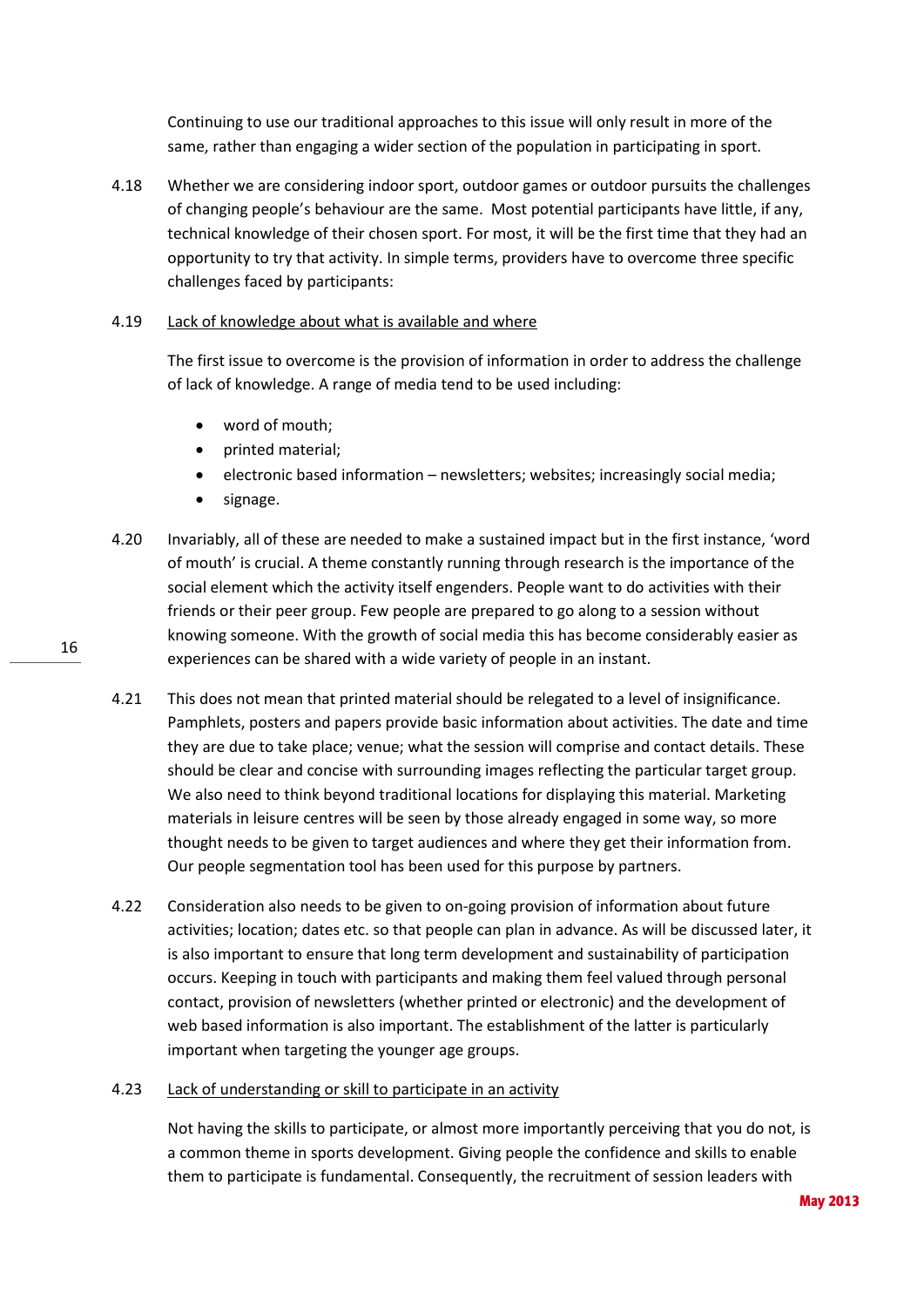Continuing to use our traditional approaches to this issue will only result in more of the same, rather than engaging a wider section of the population in participating in sport.

4.18 Whether we are considering indoor sport, outdoor games or outdoor pursuits the challenges of changing people's behaviour are the same. Most potential participants have little, if any, technical knowledge of their chosen sport. For most, it will be the first time that they had an opportunity to try that activity. In simple terms, providers have to overcome three specific challenges faced by participants:

4.19 <u>Lack of knowledge about what is available and where</u>

The first issue to overcome is the provision of information in order to address the challenge of lack of knowledge. A range of media tend to be used including:

- word of mouth;
- printed material;
- electronic based information – newsletters; websites; increasingly social media;
- signage.

4.20 Invariably, all of these are needed to make a sustained impact but in the first instance, 'word of mouth' is crucial. A theme constantly running through research is the importance of the social element which the activity itself engenders. People want to do activities with their friends or their peer group. Few people are prepared to go along to a session without knowing someone. With the growth of social media this has become considerably easier as experiences can be shared with a wide variety of people in an instant.

4.21 This does not mean that printed material should be relegated to a level of insignificance. Pamphlets, posters and papers provide basic information about activities. The date and time they are due to take place; venue; what the session will comprise and contact details. These should be clear and concise with surrounding images reflecting the particular target group. We also need to think beyond traditional locations for displaying this material. Marketing materials in leisure centres will be seen by those already engaged in some way, so more thought needs to be given to target audiences and where they get their information from. Our people segmentation tool has been used for this purpose by partners.

4.22 Consideration also needs to be given to on-going provision of information about future activities; location; dates etc. so that people can plan in advance. As will be discussed later, it is also important to ensure that long term development and sustainability of participation occurs. Keeping in touch with participants and making them feel valued through personal contact, provision of newsletters (whether printed or electronic) and the development of web based information is also important. The establishment of the latter is particularly important when targeting the younger age groups.

4.23 <u>Lack of understanding or skill to participate in an activity</u>

Not having the skills to participate, or almost more importantly perceiving that you do not, is a common theme in sports development. Giving people the confidence and skills to enable them to participate is fundamental. Consequently, the recruitment of session leaders with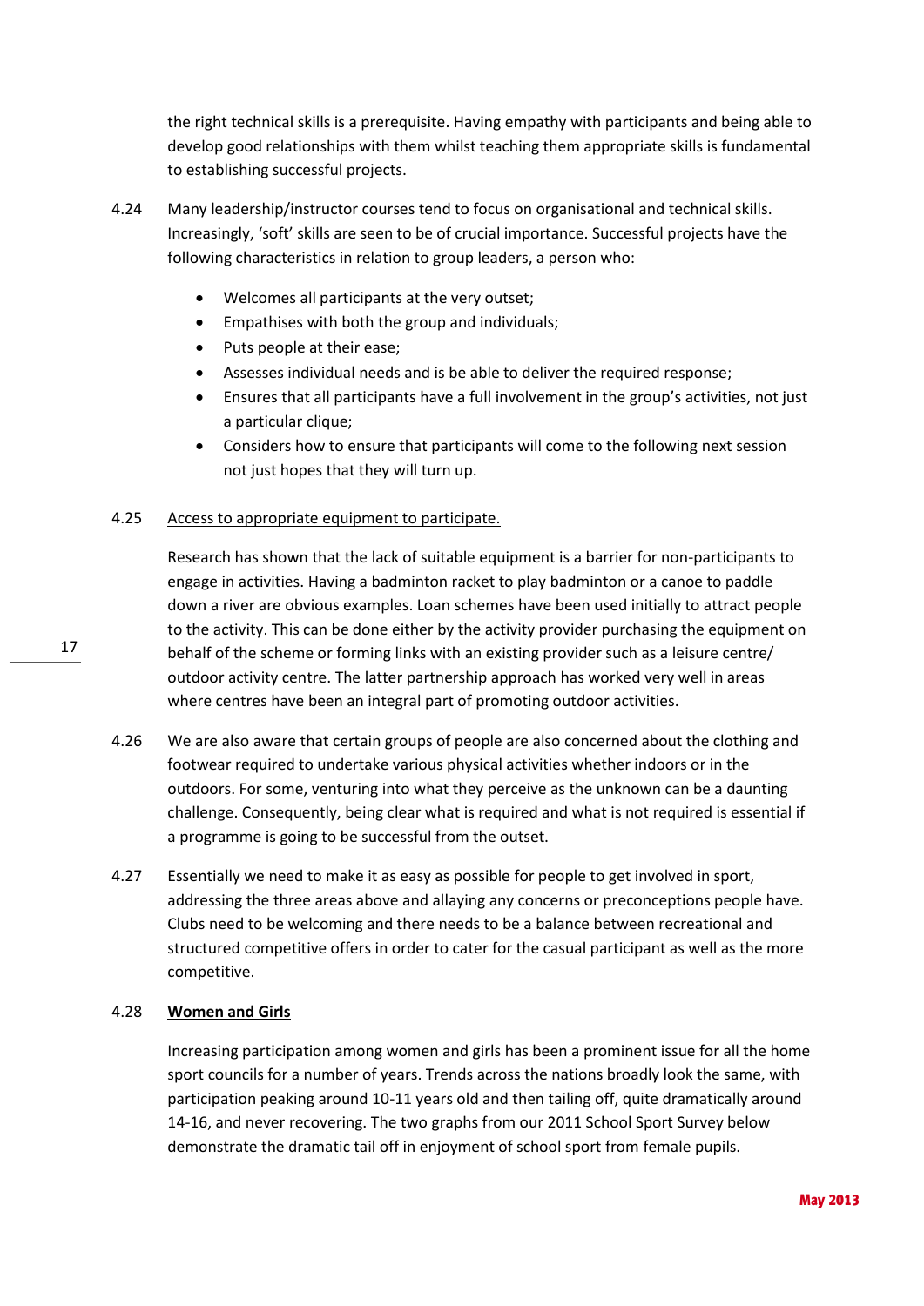the right technical skills is a prerequisite. Having empathy with participants and being able to develop good relationships with them whilst teaching them appropriate skills is fundamental to establishing successful projects.

4.24 Many leadership/instructor courses tend to focus on organisational and technical skills. Increasingly, 'soft' skills are seen to be of crucial importance. Successful projects have the following characteristics in relation to group leaders, a person who:

- Welcomes all participants at the very outset;
- Empathises with both the group and individuals;
- Puts people at their ease;
- Assesses individual needs and is be able to deliver the required response;
- Ensures that all participants have a full involvement in the group's activities, not just a particular clique;
- Considers how to ensure that participants will come to the following next session not just hopes that they will turn up.

4.25 <u>Access to appropriate equipment to participate.</u>

Research has shown that the lack of suitable equipment is a barrier for non-participants to engage in activities. Having a badminton racket to play badminton or a canoe to paddle down a river are obvious examples. Loan schemes have been used initially to attract people to the activity. This can be done either by the activity provider purchasing the equipment on behalf of the scheme or forming links with an existing provider such as a leisure centre/ outdoor activity centre. The latter partnership approach has worked very well in areas where centres have been an integral part of promoting outdoor activities.

4.26 We are also aware that certain groups of people are also concerned about the clothing and footwear required to undertake various physical activities whether indoors or in the outdoors. For some, venturing into what they perceive as the unknown can be a daunting challenge. Consequently, being clear what is required and what is not required is essential if a programme is going to be successful from the outset.

4.27 Essentially we need to make it as easy as possible for people to get involved in sport, addressing the three areas above and allaying any concerns or preconceptions people have. Clubs need to be welcoming and there needs to be a balance between recreational and structured competitive offers in order to cater for the casual participant as well as the more competitive.

4.28 **<u>Women and Girls</u>**

Increasing participation among women and girls has been a prominent issue for all the home sport councils for a number of years. Trends across the nations broadly look the same, with participation peaking around 10-11 years old and then tailing off, quite dramatically around 14-16, and never recovering. The two graphs from our 2011 School Sport Survey below demonstrate the dramatic tail off in enjoyment of school sport from female pupils.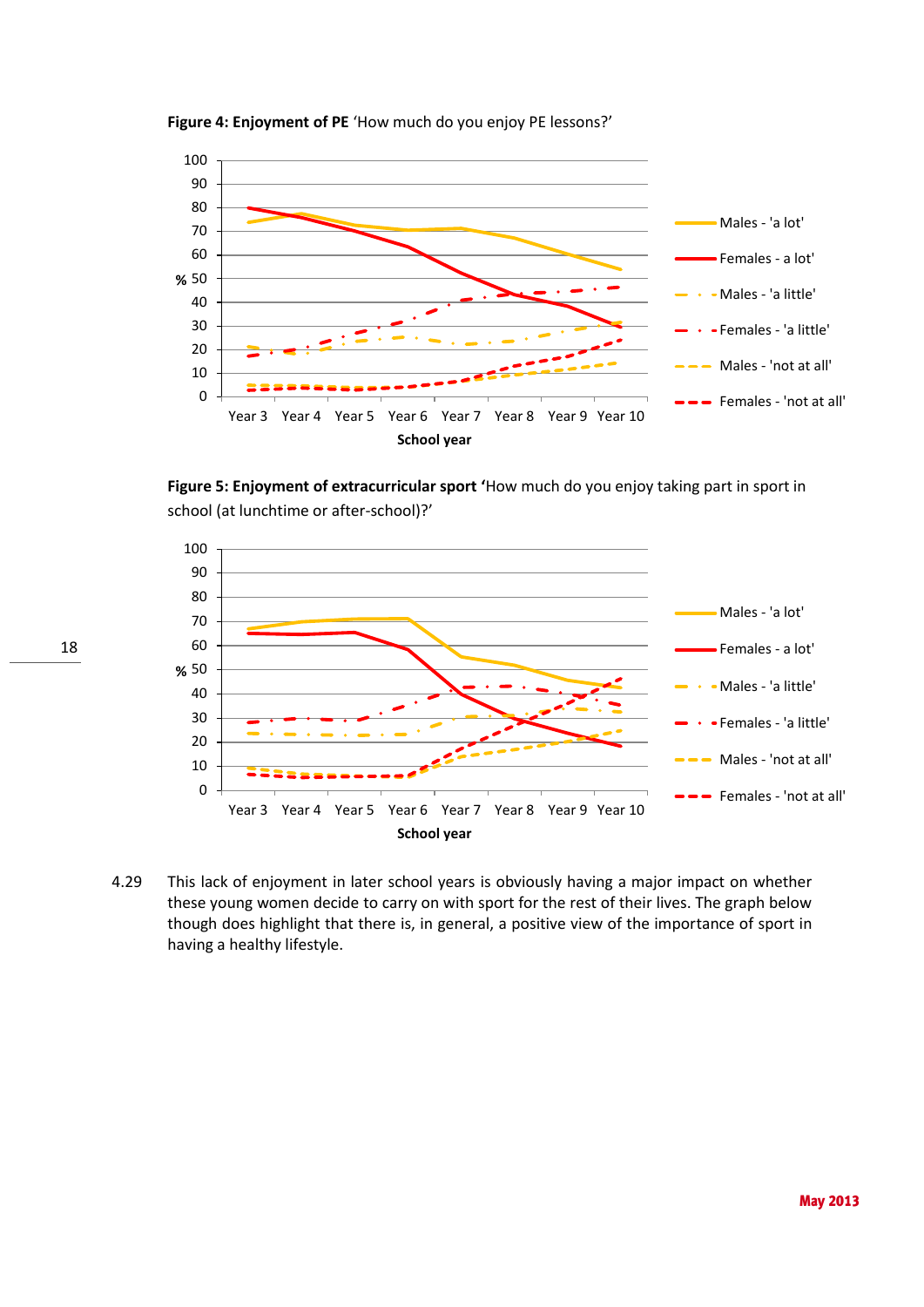**Figure 4: Enjoyment of PE** 'How much do you enjoy PE lessons?'

**Figure 5: Enjoyment of extracurricular sport** 'How much do you enjoy taking part in sport in school (at lunchtime or after-school)?'

4.29 This lack of enjoyment in later school years is obviously having a major impact on whether these young women decide to carry on with sport for the rest of their lives. The graph below though does highlight that there is, in general, a positive view of the importance of sport in having a healthy lifestyle.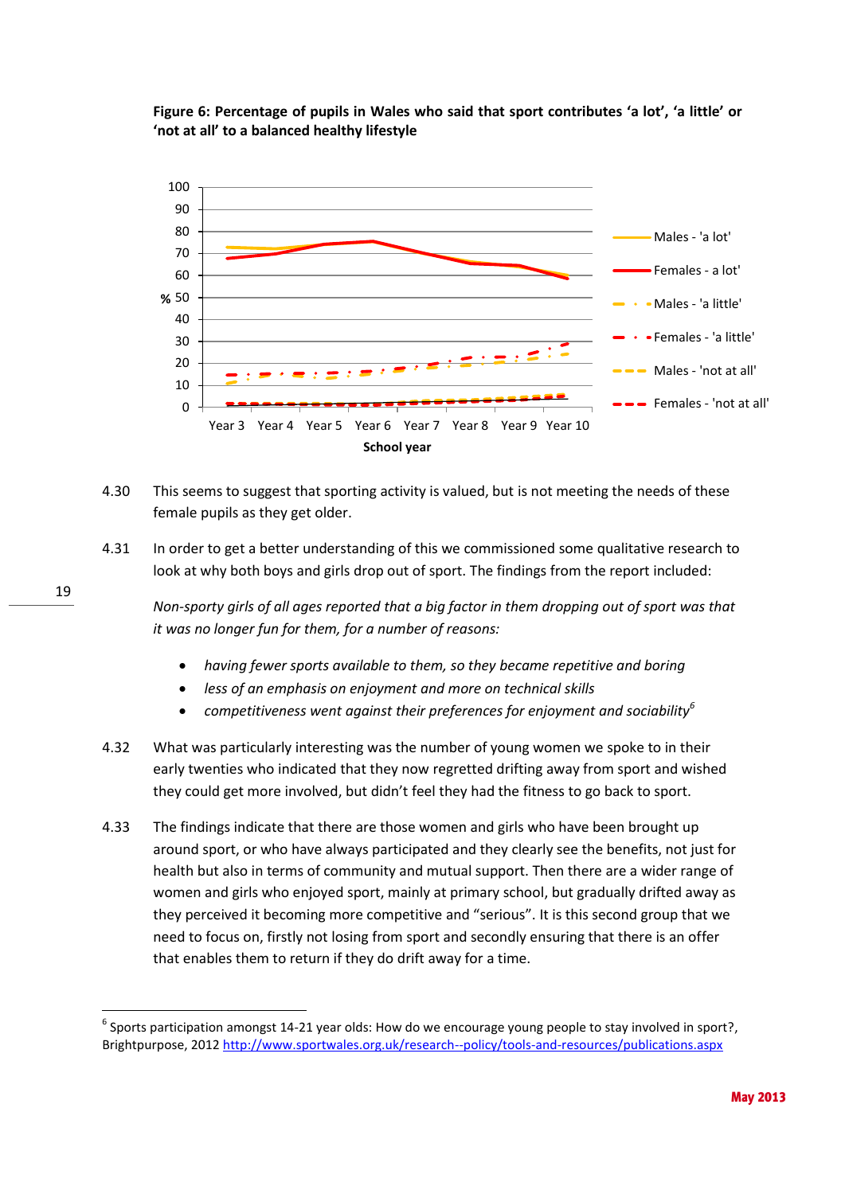**Figure 6: Percentage of pupils in Wales who said that sport contributes 'a lot', 'a little' or 'not at all' to a balanced healthy lifestyle**

4.30 This seems to suggest that sporting activity is valued, but is not meeting the needs of these female pupils as they get older.

4.31 In order to get a better understanding of this we commissioned some qualitative research to look at why both boys and girls drop out of sport. The findings from the report included:

*Non-sporty girls of all ages reported that a big factor in them dropping out of sport was that it was no longer fun for them, for a number of reasons:*

- *having fewer sports available to them, so they became repetitive and boring*
- *less of an emphasis on enjoyment and more on technical skills*
- *competitiveness went against their preferences for enjoyment and sociability*[6]

4.32 What was particularly interesting was the number of young women we spoke to in their early twenties who indicated that they now regretted drifting away from sport and wished they could get more involved, but didn't feel they had the fitness to go back to sport.

4.33 The findings indicate that there are those women and girls who have been brought up around sport, or who have always participated and they clearly see the benefits, not just for health but also in terms of community and mutual support. Then there are a wider range of women and girls who enjoyed sport, mainly at primary school, but gradually drifted away as they perceived it becoming more competitive and "serious". It is this second group that we need to focus on, firstly not losing from sport and secondly ensuring that there is an offer that enables them to return if they do drift away for a time.

---

[6] Sports participation amongst 14-21 year olds: How do we encourage young people to stay involved in sport?, Brightpurpose, 2012 http://www.sportwales.org.uk/research--policy/tools-and-resources/publications.aspx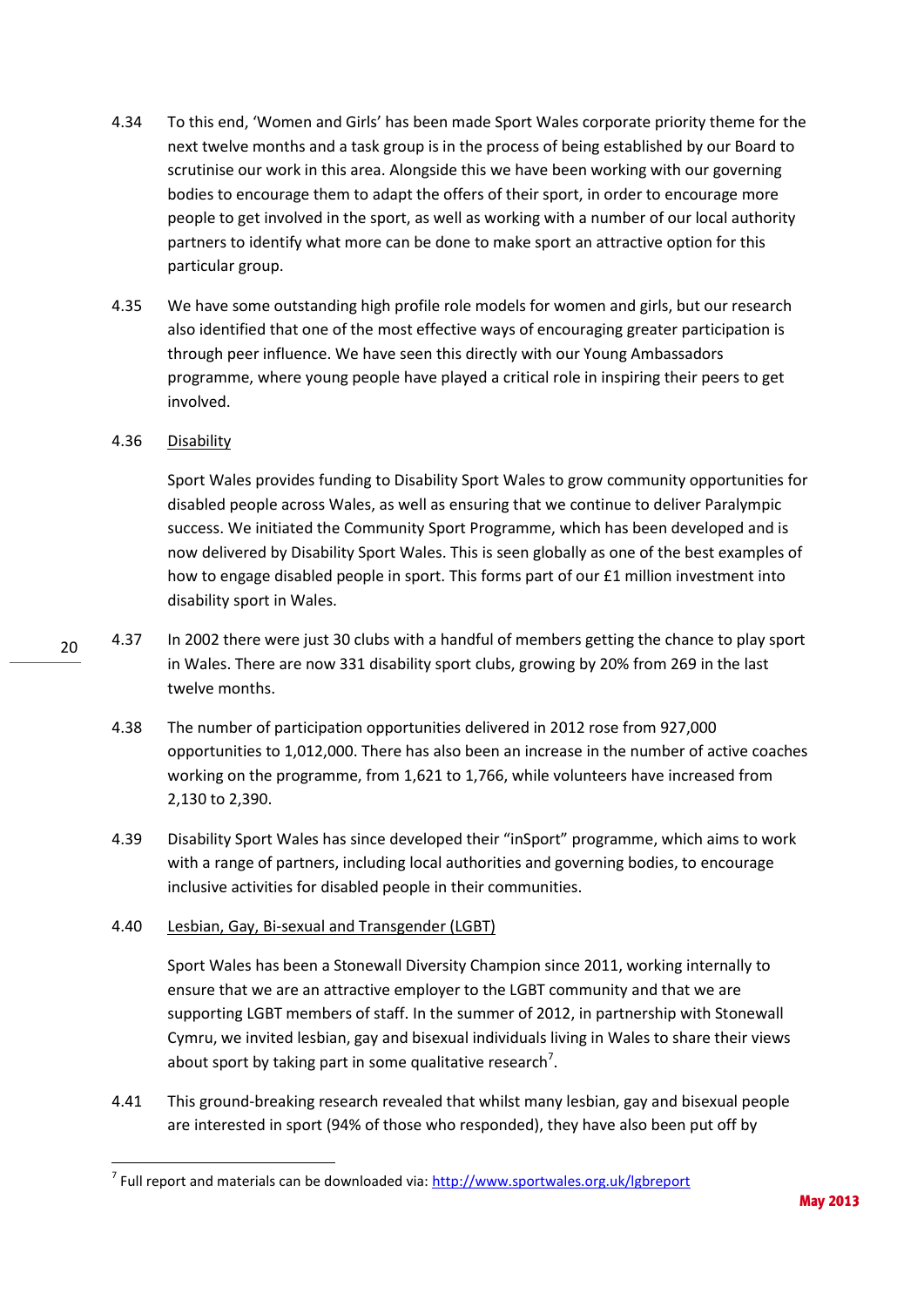4.34 To this end, 'Women and Girls' has been made Sport Wales corporate priority theme for the next twelve months and a task group is in the process of being established by our Board to scrutinise our work in this area. Alongside this we have been working with our governing bodies to encourage them to adapt the offers of their sport, in order to encourage more people to get involved in the sport, as well as working with a number of our local authority partners to identify what more can be done to make sport an attractive option for this particular group.

4.35 We have some outstanding high profile role models for women and girls, but our research also identified that one of the most effective ways of encouraging greater participation is through peer influence. We have seen this directly with our Young Ambassadors programme, where young people have played a critical role in inspiring their peers to get involved.

4.36 Disability

Sport Wales provides funding to Disability Sport Wales to grow community opportunities for disabled people across Wales, as well as ensuring that we continue to deliver Paralympic success. We initiated the Community Sport Programme, which has been developed and is now delivered by Disability Sport Wales. This is seen globally as one of the best examples of how to engage disabled people in sport. This forms part of our £1 million investment into disability sport in Wales.

4.37 In 2002 there were just 30 clubs with a handful of members getting the chance to play sport in Wales. There are now 331 disability sport clubs, growing by 20% from 269 in the last twelve months.

4.38 The number of participation opportunities delivered in 2012 rose from 927,000 opportunities to 1,012,000. There has also been an increase in the number of active coaches working on the programme, from 1,621 to 1,766, while volunteers have increased from 2,130 to 2,390.

4.39 Disability Sport Wales has since developed their "inSport" programme, which aims to work with a range of partners, including local authorities and governing bodies, to encourage inclusive activities for disabled people in their communities.

4.40 Lesbian, Gay, Bi-sexual and Transgender (LGBT)

Sport Wales has been a Stonewall Diversity Champion since 2011, working internally to ensure that we are an attractive employer to the LGBT community and that we are supporting LGBT members of staff. In the summer of 2012, in partnership with Stonewall Cymru, we invited lesbian, gay and bisexual individuals living in Wales to share their views about sport by taking part in some qualitative research[7].

4.41 This ground-breaking research revealed that whilst many lesbian, gay and bisexual people are interested in sport (94% of those who responded), they have also been put off by

[7] Full report and materials can be downloaded via: http://www.sportwales.org.uk/lgbreport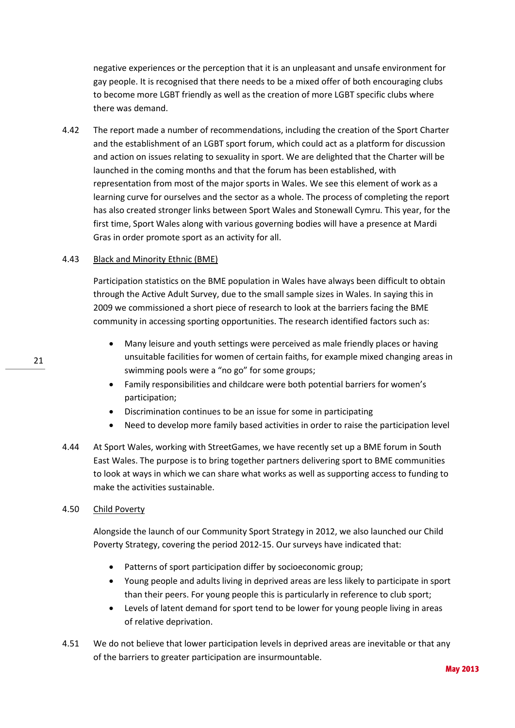negative experiences or the perception that it is an unpleasant and unsafe environment for gay people. It is recognised that there needs to be a mixed offer of both encouraging clubs to become more LGBT friendly as well as the creation of more LGBT specific clubs where there was demand.

4.42 The report made a number of recommendations, including the creation of the Sport Charter and the establishment of an LGBT sport forum, which could act as a platform for discussion and action on issues relating to sexuality in sport. We are delighted that the Charter will be launched in the coming months and that the forum has been established, with representation from most of the major sports in Wales. We see this element of work as a learning curve for ourselves and the sector as a whole. The process of completing the report has also created stronger links between Sport Wales and Stonewall Cymru. This year, for the first time, Sport Wales along with various governing bodies will have a presence at Mardi Gras in order promote sport as an activity for all.

4.43 Black and Minority Ethnic (BME)

Participation statistics on the BME population in Wales have always been difficult to obtain through the Active Adult Survey, due to the small sample sizes in Wales. In saying this in 2009 we commissioned a short piece of research to look at the barriers facing the BME community in accessing sporting opportunities. The research identified factors such as:

- Many leisure and youth settings were perceived as male friendly places or having unsuitable facilities for women of certain faiths, for example mixed changing areas in swimming pools were a "no go" for some groups;
- Family responsibilities and childcare were both potential barriers for women's participation;
- Discrimination continues to be an issue for some in participating
- Need to develop more family based activities in order to raise the participation level

4.44 At Sport Wales, working with StreetGames, we have recently set up a BME forum in South East Wales. The purpose is to bring together partners delivering sport to BME communities to look at ways in which we can share what works as well as supporting access to funding to make the activities sustainable.

4.50 Child Poverty

Alongside the launch of our Community Sport Strategy in 2012, we also launched our Child Poverty Strategy, covering the period 2012-15. Our surveys have indicated that:

- Patterns of sport participation differ by socioeconomic group;
- Young people and adults living in deprived areas are less likely to participate in sport than their peers. For young people this is particularly in reference to club sport;
- Levels of latent demand for sport tend to be lower for young people living in areas of relative deprivation.

4.51 We do not believe that lower participation levels in deprived areas are inevitable or that any of the barriers to greater participation are insurmountable.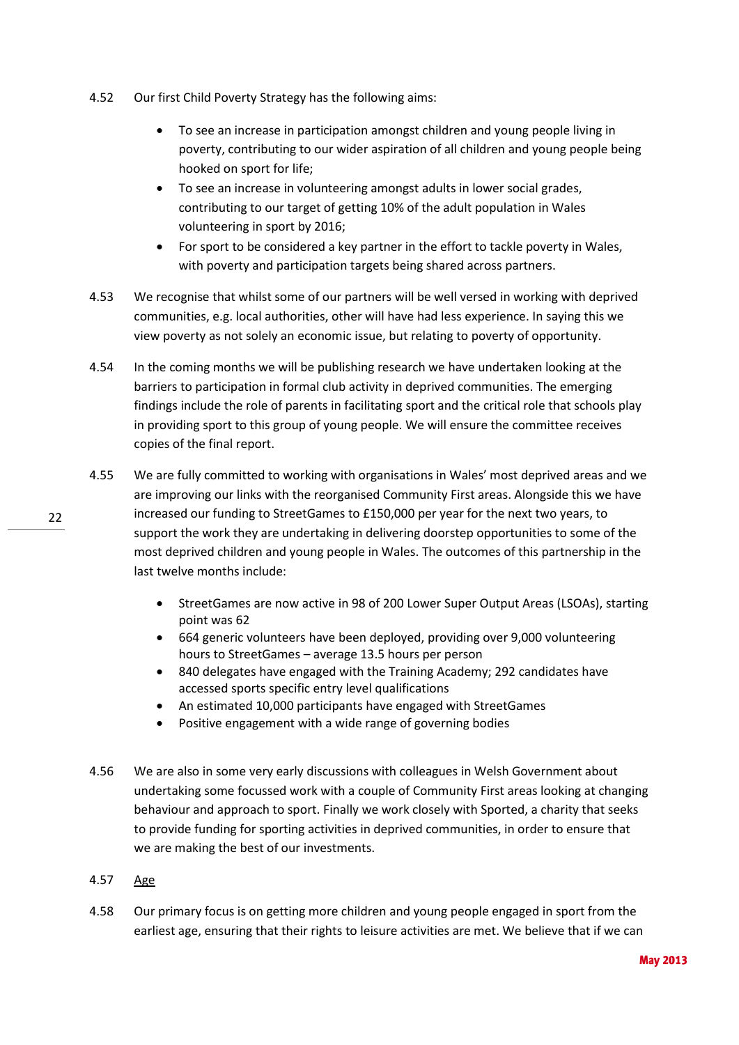4.52 Our first Child Poverty Strategy has the following aims:

- To see an increase in participation amongst children and young people living in poverty, contributing to our wider aspiration of all children and young people being hooked on sport for life;
- To see an increase in volunteering amongst adults in lower social grades, contributing to our target of getting 10% of the adult population in Wales volunteering in sport by 2016;
- For sport to be considered a key partner in the effort to tackle poverty in Wales, with poverty and participation targets being shared across partners.

4.53 We recognise that whilst some of our partners will be well versed in working with deprived communities, e.g. local authorities, other will have had less experience. In saying this we view poverty as not solely an economic issue, but relating to poverty of opportunity.

4.54 In the coming months we will be publishing research we have undertaken looking at the barriers to participation in formal club activity in deprived communities. The emerging findings include the role of parents in facilitating sport and the critical role that schools play in providing sport to this group of young people. We will ensure the committee receives copies of the final report.

4.55 We are fully committed to working with organisations in Wales' most deprived areas and we are improving our links with the reorganised Community First areas. Alongside this we have increased our funding to StreetGames to £150,000 per year for the next two years, to support the work they are undertaking in delivering doorstep opportunities to some of the most deprived children and young people in Wales. The outcomes of this partnership in the last twelve months include:

- StreetGames are now active in 98 of 200 Lower Super Output Areas (LSOAs), starting point was 62
- 664 generic volunteers have been deployed, providing over 9,000 volunteering hours to StreetGames – average 13.5 hours per person
- 840 delegates have engaged with the Training Academy; 292 candidates have accessed sports specific entry level qualifications
- An estimated 10,000 participants have engaged with StreetGames
- Positive engagement with a wide range of governing bodies

4.56 We are also in some very early discussions with colleagues in Welsh Government about undertaking some focussed work with a couple of Community First areas looking at changing behaviour and approach to sport. Finally we work closely with Sported, a charity that seeks to provide funding for sporting activities in deprived communities, in order to ensure that we are making the best of our investments.

4.57 <u>Age</u>

4.58 Our primary focus is on getting more children and young people engaged in sport from the earliest age, ensuring that their rights to leisure activities are met. We believe that if we can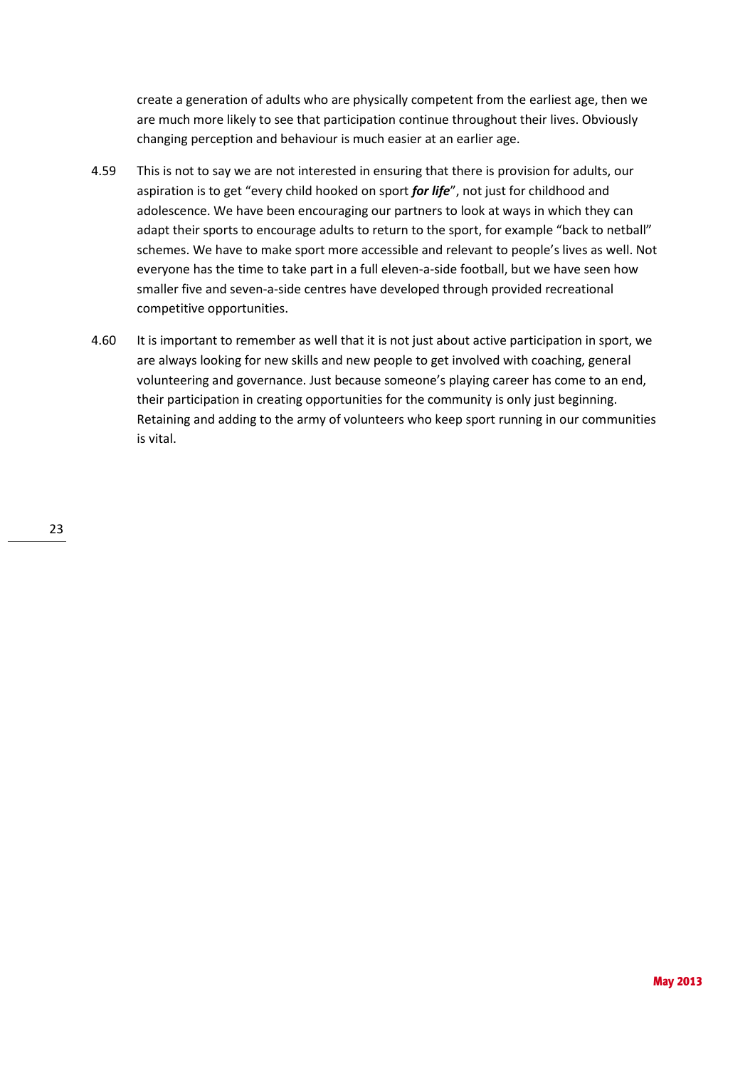create a generation of adults who are physically competent from the earliest age, then we are much more likely to see that participation continue throughout their lives. Obviously changing perception and behaviour is much easier at an earlier age.

4.59 This is not to say we are not interested in ensuring that there is provision for adults, our aspiration is to get "every child hooked on sport ***for life***", not just for childhood and adolescence. We have been encouraging our partners to look at ways in which they can adapt their sports to encourage adults to return to the sport, for example "back to netball" schemes. We have to make sport more accessible and relevant to people's lives as well. Not everyone has the time to take part in a full eleven-a-side football, but we have seen how smaller five and seven-a-side centres have developed through provided recreational competitive opportunities.

4.60 It is important to remember as well that it is not just about active participation in sport, we are always looking for new skills and new people to get involved with coaching, general volunteering and governance. Just because someone's playing career has come to an end, their participation in creating opportunities for the community is only just beginning. Retaining and adding to the army of volunteers who keep sport running in our communities is vital.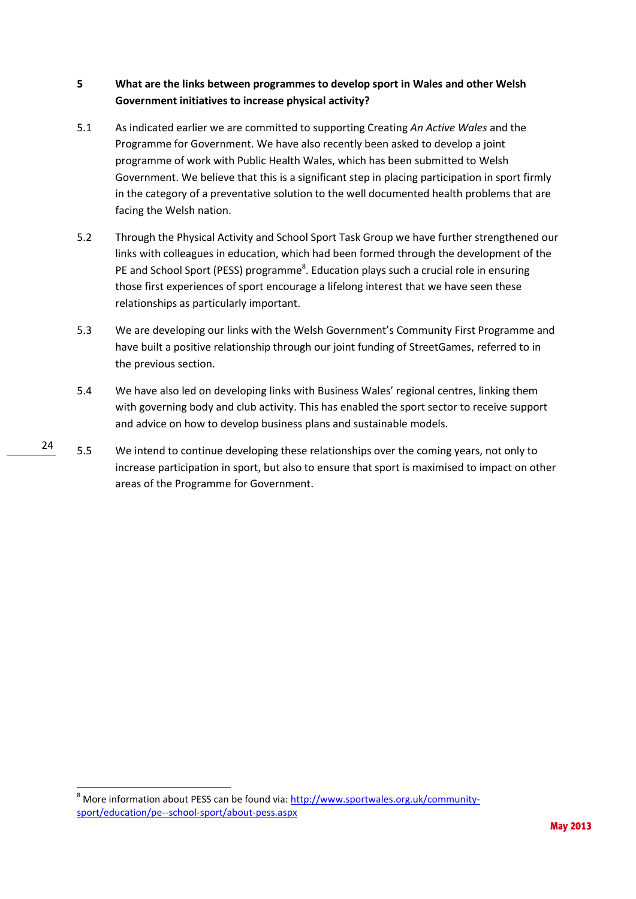## 5 What are the links between programmes to develop sport in Wales and other Welsh Government initiatives to increase physical activity?

5.1 As indicated earlier we are committed to supporting Creating *An Active Wales* and the Programme for Government. We have also recently been asked to develop a joint programme of work with Public Health Wales, which has been submitted to Welsh Government. We believe that this is a significant step in placing participation in sport firmly in the category of a preventative solution to the well documented health problems that are facing the Welsh nation.

5.2 Through the Physical Activity and School Sport Task Group we have further strengthened our links with colleagues in education, which had been formed through the development of the PE and School Sport (PESS) programme[8]. Education plays such a crucial role in ensuring those first experiences of sport encourage a lifelong interest that we have seen these relationships as particularly important.

5.3 We are developing our links with the Welsh Government's Community First Programme and have built a positive relationship through our joint funding of StreetGames, referred to in the previous section.

5.4 We have also led on developing links with Business Wales' regional centres, linking them with governing body and club activity. This has enabled the sport sector to receive support and advice on how to develop business plans and sustainable models.

5.5 We intend to continue developing these relationships over the coming years, not only to increase participation in sport, but also to ensure that sport is maximised to impact on other areas of the Programme for Government.

---

[8] More information about PESS can be found via: http://www.sportwales.org.uk/community-sport/education/pe--school-sport/about-pess.aspx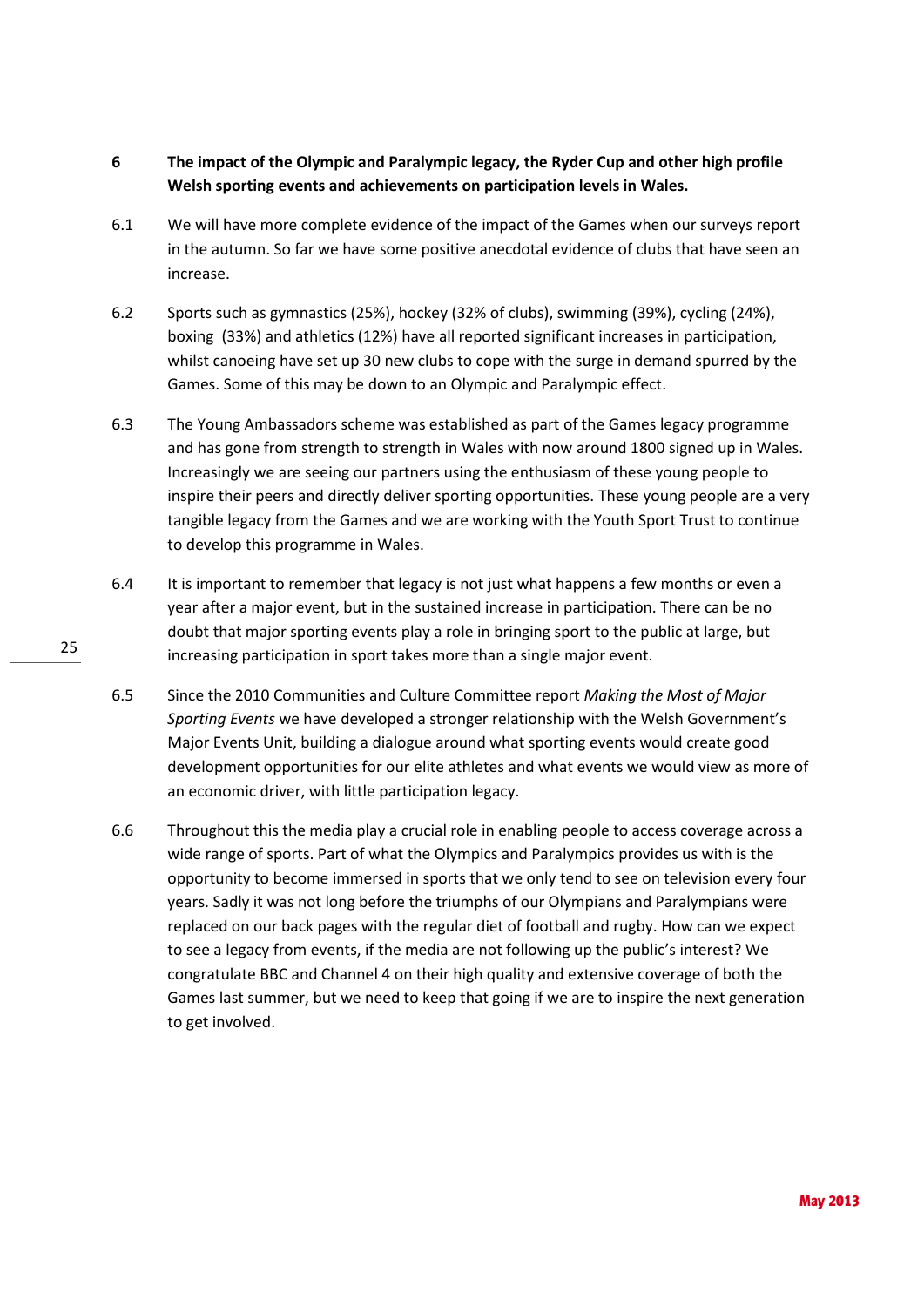## 6 The impact of the Olympic and Paralympic legacy, the Ryder Cup and other high profile Welsh sporting events and achievements on participation levels in Wales.

6.1 We will have more complete evidence of the impact of the Games when our surveys report in the autumn. So far we have some positive anecdotal evidence of clubs that have seen an increase.

6.2 Sports such as gymnastics (25%), hockey (32% of clubs), swimming (39%), cycling (24%), boxing (33%) and athletics (12%) have all reported significant increases in participation, whilst canoeing have set up 30 new clubs to cope with the surge in demand spurred by the Games. Some of this may be down to an Olympic and Paralympic effect.

6.3 The Young Ambassadors scheme was established as part of the Games legacy programme and has gone from strength to strength in Wales with now around 1800 signed up in Wales. Increasingly we are seeing our partners using the enthusiasm of these young people to inspire their peers and directly deliver sporting opportunities. These young people are a very tangible legacy from the Games and we are working with the Youth Sport Trust to continue to develop this programme in Wales.

6.4 It is important to remember that legacy is not just what happens a few months or even a year after a major event, but in the sustained increase in participation. There can be no doubt that major sporting events play a role in bringing sport to the public at large, but increasing participation in sport takes more than a single major event.

6.5 Since the 2010 Communities and Culture Committee report *Making the Most of Major Sporting Events* we have developed a stronger relationship with the Welsh Government's Major Events Unit, building a dialogue around what sporting events would create good development opportunities for our elite athletes and what events we would view as more of an economic driver, with little participation legacy.

6.6 Throughout this the media play a crucial role in enabling people to access coverage across a wide range of sports. Part of what the Olympics and Paralympics provides us with is the opportunity to become immersed in sports that we only tend to see on television every four years. Sadly it was not long before the triumphs of our Olympians and Paralympians were replaced on our back pages with the regular diet of football and rugby. How can we expect to see a legacy from events, if the media are not following up the public's interest? We congratulate BBC and Channel 4 on their high quality and extensive coverage of both the Games last summer, but we need to keep that going if we are to inspire the next generation to get involved.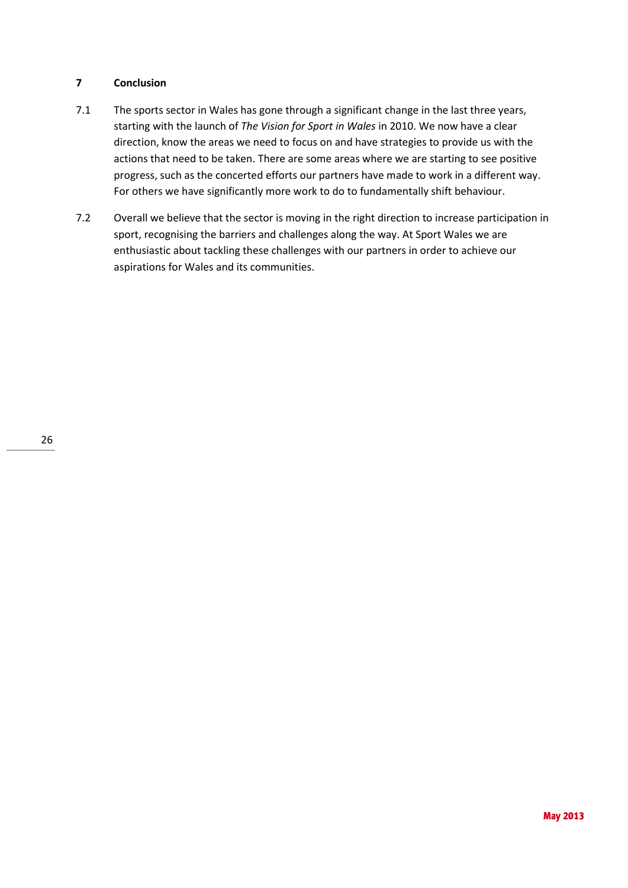## 7 Conclusion

7.1 The sports sector in Wales has gone through a significant change in the last three years, starting with the launch of *The Vision for Sport in Wales* in 2010. We now have a clear direction, know the areas we need to focus on and have strategies to provide us with the actions that need to be taken. There are some areas where we are starting to see positive progress, such as the concerted efforts our partners have made to work in a different way. For others we have significantly more work to do to fundamentally shift behaviour.

7.2 Overall we believe that the sector is moving in the right direction to increase participation in sport, recognising the barriers and challenges along the way. At Sport Wales we are enthusiastic about tackling these challenges with our partners in order to achieve our aspirations for Wales and its communities.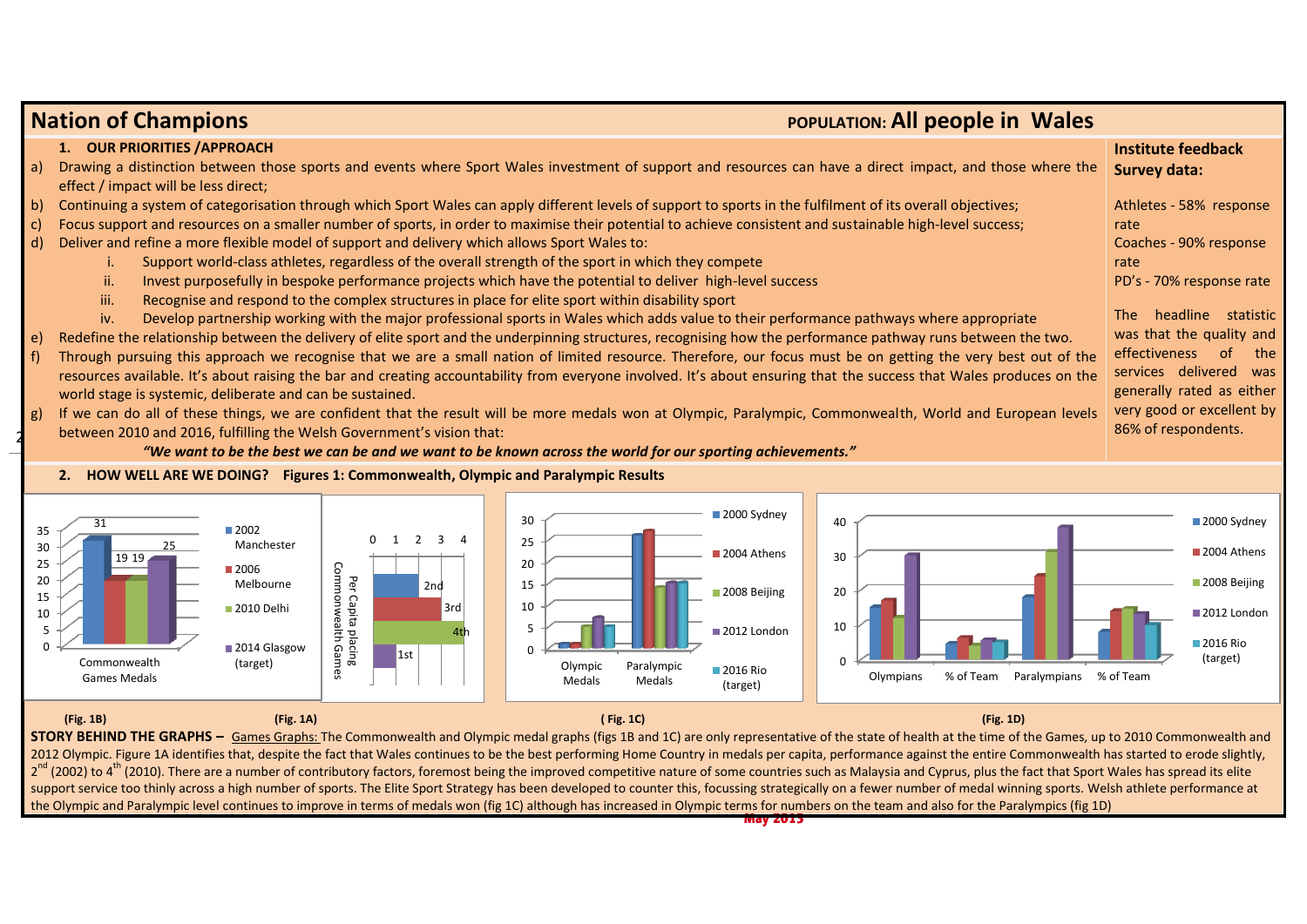# Nation of Champions

**POPULATION: All people in Wales**

### 1. OUR PRIORITIES /APPROACH

a) Drawing a distinction between those sports and events where Sport Wales investment of support and resources can have a direct impact, and those where the effect / impact will be less direct;

b) Continuing a system of categorisation through which Sport Wales can apply different levels of support to sports in the fulfilment of its overall objectives;

c) Focus support and resources on a smaller number of sports, in order to maximise their potential to achieve consistent and sustainable high-level success;

d) Deliver and refine a more flexible model of support and delivery which allows Sport Wales to:

   i. Support world-class athletes, regardless of the overall strength of the sport in which they compete
   ii. Invest purposefully in bespoke performance projects which have the potential to deliver high-level success
   iii. Recognise and respond to the complex structures in place for elite sport within disability sport
   iv. Develop partnership working with the major professional sports in Wales which adds value to their performance pathways where appropriate

e) Redefine the relationship between the delivery of elite sport and the underpinning structures, recognising how the performance pathway runs between the two.

f) Through pursuing this approach we recognise that we are a small nation of limited resource. Therefore, our focus must be on getting the very best out of the resources available. It's about raising the bar and creating accountability from everyone involved. It's about ensuring that the success that Wales produces on the world stage is systemic, deliberate and can be sustained.

g) If we can do all of these things, we are confident that the result will be more medals won at Olympic, Paralympic, Commonwealth, World and European levels between 2010 and 2016, fulfilling the Welsh Government's vision that:

***"We want to be the best we can be and we want to be known across the world for our sporting achievements."***

**Institute feedback Survey data:**

Athletes - 58% response rate
Coaches - 90% response rate
PD's - 70% response rate

The headline statistic was that the quality and effectiveness of the services delivered was generally rated as either very good or excellent by 86% of respondents.

### 2. HOW WELL ARE WE DOING? Figures 1: Commonwealth, Olympic and Paralympic Results

**(Fig. 1B)** Commonwealth Games Medals

| Games | Medals |
| --- | --- |
| 2002 Manchester | 31 |
| 2006 Melbourne | 19 |
| 2010 Delhi | 19 |
| 2014 Glasgow (target) | 25 |

**(Fig. 1A)** Per Capita placing Commonwealth Games

| Games | Placing |
| --- | --- |
| 2002 | 2nd |
| 2006 | 3rd |
| 2010 | 4th |
| 2014 | 1st |

**(Fig. 1C)** Olympic Medals / Paralympic Medals (2000 Sydney, 2004 Athens, 2008 Beijing, 2012 London, 2016 Rio (target))

**(Fig. 1D)** Olympians / % of Team / Paralympians / % of Team (2000 Sydney, 2004 Athens, 2008 Beijing, 2012 London, 2016 Rio (target))

**STORY BEHIND THE GRAPHS –** Games Graphs: The Commonwealth and Olympic medal graphs (figs 1B and 1C) are only representative of the state of health at the time of the Games, up to 2010 Commonwealth and 2012 Olympic. Figure 1A identifies that, despite the fact that Wales continues to be the best performing Home Country in medals per capita, performance against the entire Commonwealth has started to erode slightly, 2nd (2002) to 4th (2010). There are a number of contributory factors, foremost being the improved competitive nature of some countries such as Malaysia and Cyprus, plus the fact that Sport Wales has spread its elite support service too thinly across a high number of sports. The Elite Sport Strategy has been developed to counter this, focussing strategically on a fewer number of medal winning sports. Welsh athlete performance at the Olympic and Paralympic level continues to improve in terms of medals won (fig 1C) although has increased in Olympic terms for numbers on the team and also for the Paralympics (fig 1D)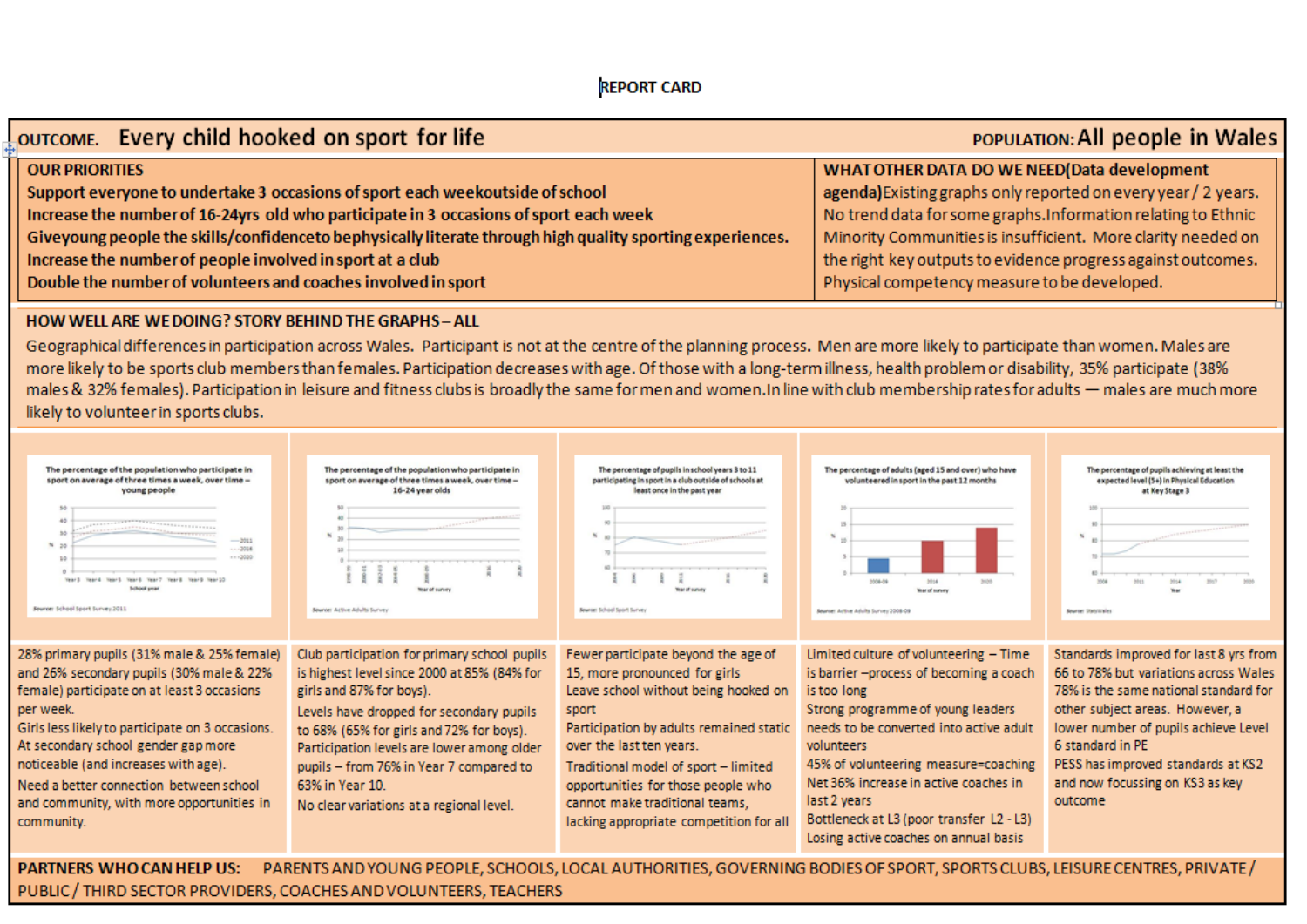# REPORT CARD

**OUTCOME.** Every child hooked on sport for life

**POPULATION:** All people in Wales

## OUR PRIORITIES

- Support everyone to undertake 3 occasions of sport each weekoutside of school
- Increase the number of 16-24yrs old who participate in 3 occasions of sport each week
- Giveyoung people the skills/confidenceto bephysically literate through high quality sporting experiences.
- Increase the number of people involved in sport at a club
- Double the number of volunteers and coaches involved in sport

## WHAT OTHER DATA DO WE NEED(Data development agenda)

Existing graphs only reported on every year / 2 years. No trend data for some graphs.Information relating to Ethnic Minority Communities is insufficient. More clarity needed on the right key outputs to evidence progress against outcomes. Physical competency measure to be developed.

## HOW WELL ARE WE DOING? STORY BEHIND THE GRAPHS – ALL

Geographical differences in participation across Wales. Participant is not at the centre of the planning process. Men are more likely to participate than women. Males are more likely to be sports club members than females. Participation decreases with age. Of those with a long-term illness, health problem or disability, 35% participate (38% males & 32% females). Participation in leisure and fitness clubs is broadly the same for men and women.In line with club membership rates for adults — males are much more likely to volunteer in sports clubs.

### The percentage of the population who participate in sport on average of three times a week, over time – young people

Source: School Sport Survey 2011

28% primary pupils (31% male & 25% female) and 26% secondary pupils (30% male & 22% female) participate on at least 3 occasions per week.

Girls less likely to participate on 3 occasions. At secondary school gender gap more noticeable (and increases with age).

Need a better connection between school and community, with more opportunities in community.

### The percentage of the population who participate in sport on average of three times a week, over time – 16-24 year olds

Source: Active Adults Survey

Club participation for primary school pupils is highest level since 2000 at 85% (84% for girls and 87% for boys).

Levels have dropped for secondary pupils to 68% (65% for girls and 72% for boys). Participation levels are lower among older pupils – from 76% in Year 7 compared to 63% in Year 10.

No clear variations at a regional level.

### The percentage of pupils in school years 3 to 11 participating in sport in a club outside of schools at least once in the past year

Source: School Sport Survey

Fewer participate beyond the age of 15, more pronounced for girls

Leave school without being hooked on sport

Participation by adults remained static over the last ten years.

Traditional model of sport – limited opportunities for those people who cannot make traditional teams, lacking appropriate competition for all

### The percentage of adults (aged 15 and over) who have volunteered in sport in the past 12 months

Source: Active Adults Survey 2008-09

Limited culture of volunteering – Time is barrier –process of becoming a coach is too long

Strong programme of young leaders needs to be converted into active adult volunteers

45% of volunteering measure=coaching

Net 36% increase in active coaches in last 2 years

Bottleneck at L3 (poor transfer L2 - L3)

Losing active coaches on annual basis

### The percentage of pupils achieving at least the expected level (5+) in Physical Education at Key Stage 3

Source: StatsWales

Standards improved for last 8 yrs from 66 to 78% but variations across Wales 78% is the same national standard for other subject areas. However, a lower number of pupils achieve Level 6 standard in PE

PESS has improved standards at KS2 and now focussing on KS3 as key outcome

**PARTNERS WHO CAN HELP US:** PARENTS AND YOUNG PEOPLE, SCHOOLS, LOCAL AUTHORITIES, GOVERNING BODIES OF SPORT, SPORTS CLUBS, LEISURE CENTRES, PRIVATE / PUBLIC / THIRD SECTOR PROVIDERS, COACHES AND VOLUNTEERS, TEACHERS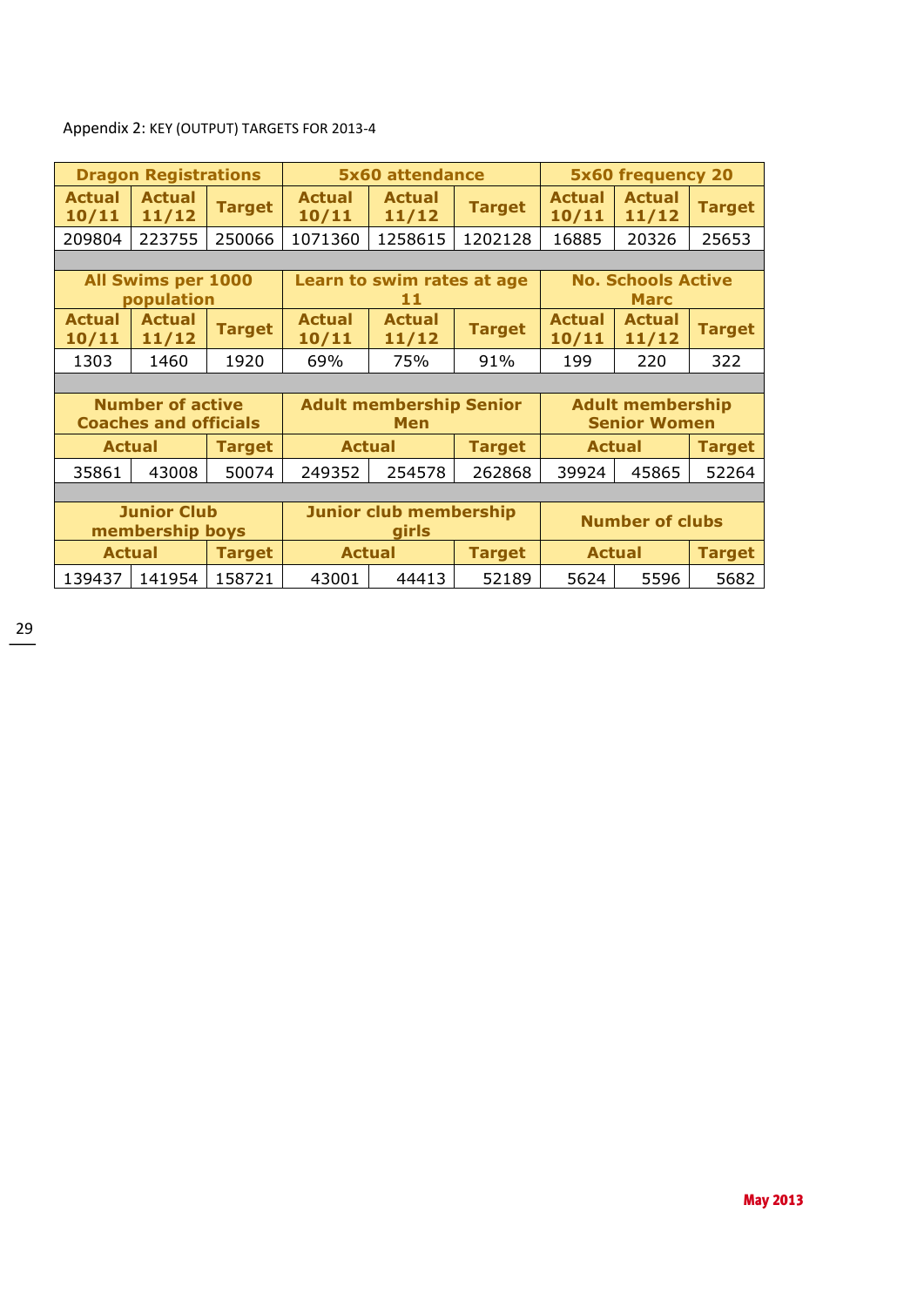Appendix 2: KEY (OUTPUT) TARGETS FOR 2013-4

| Dragon Registrations | | | 5x60 attendance | | | 5x60 frequency 20 | | |
|---|---|---|---|---|---|---|---|---|
| Actual 10/11 | Actual 11/12 | Target | Actual 10/11 | Actual 11/12 | Target | Actual 10/11 | Actual 11/12 | Target |
| 209804 | 223755 | 250066 | 1071360 | 1258615 | 1202128 | 16885 | 20326 | 25653 |
| | | | | | | | | |
| All Swims per 1000 population | | | Learn to swim rates at age 11 | | | No. Schools Active Marc | | |
| Actual 10/11 | Actual 11/12 | Target | Actual 10/11 | Actual 11/12 | Target | Actual 10/11 | Actual 11/12 | Target |
| 1303 | 1460 | 1920 | 69% | 75% | 91% | 199 | 220 | 322 |
| | | | | | | | | |
| Number of active Coaches and officials | | | Adult membership Senior Men | | | Adult membership Senior Women | | |
| Actual | | Target | Actual | | Target | Actual | | Target |
| 35861 | 43008 | 50074 | 249352 | 254578 | 262868 | 39924 | 45865 | 52264 |
| | | | | | | | | |
| Junior Club membership boys | | | Junior club membership girls | | | Number of clubs | | |
| Actual | | Target | Actual | | Target | Actual | | Target |
| 139437 | 141954 | 158721 | 43001 | 44413 | 52189 | 5624 | 5596 | 5682 |